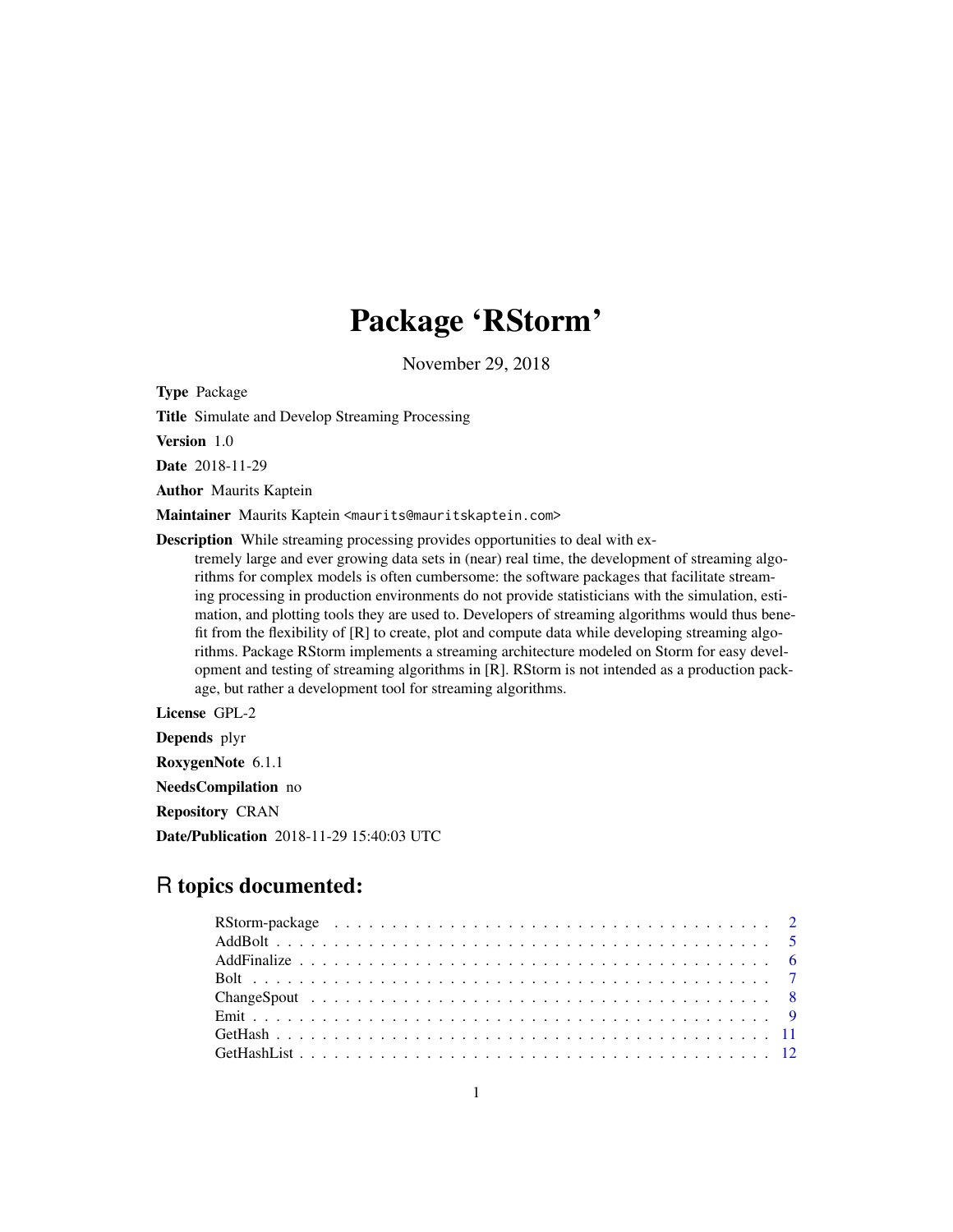# Package 'RStorm'

November 29, 2018

**Type** Package

**Title** Simulate and Develop Streaming Processing

**Version** 1.0

**Date** 2018-11-29

**Author** Maurits Kaptein

**Maintainer** Maurits Kaptein <maurits@mauritskaptein.com>

**Description** While streaming processing provides opportunities to deal with extremely large and ever growing data sets in (near) real time, the development of streaming algorithms for complex models is often cumbersome: the software packages that facilitate streaming processing in production environments do not provide statisticians with the simulation, estimation, and plotting tools they are used to. Developers of streaming algorithms would thus benefit from the flexibility of [R] to create, plot and compute data while developing streaming algorithms. Package RStorm implements a streaming architecture modeled on Storm for easy development and testing of streaming algorithms in [R]. RStorm is not intended as a production package, but rather a development tool for streaming algorithms.

**License** GPL-2

**Depends** plyr

**RoxygenNote** 6.1.1

**NeedsCompilation** no

**Repository** CRAN

**Date/Publication** 2018-11-29 15:40:03 UTC

## R topics documented:

| | |
|---|---|
| RStorm-package | 2 |
| AddBolt | 5 |
| AddFinalize | 6 |
| Bolt | 7 |
| ChangeSpout | 8 |
| Emit | 9 |
| GetHash | 11 |
| GetHashList | 12 |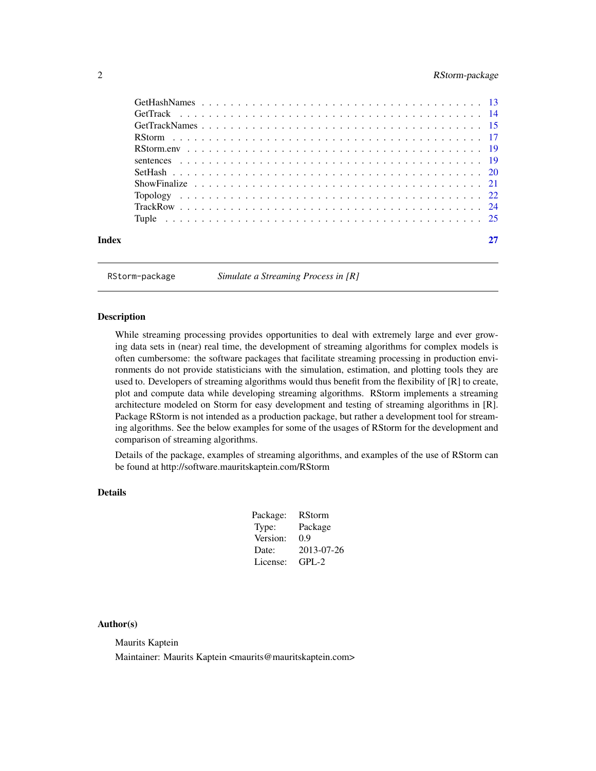GetHashNames . . . . . . . . . . . . . . . . . . . . . . . . . . . . . . . . . . . 13
GetTrack . . . . . . . . . . . . . . . . . . . . . . . . . . . . . . . . . . . . . 14
GetTrackNames . . . . . . . . . . . . . . . . . . . . . . . . . . . . . . . . . . 15
RStorm . . . . . . . . . . . . . . . . . . . . . . . . . . . . . . . . . . . . . . 17
RStorm.env . . . . . . . . . . . . . . . . . . . . . . . . . . . . . . . . . . . . 19
sentences . . . . . . . . . . . . . . . . . . . . . . . . . . . . . . . . . . . . 19
SetHash . . . . . . . . . . . . . . . . . . . . . . . . . . . . . . . . . . . . . 20
ShowFinalize . . . . . . . . . . . . . . . . . . . . . . . . . . . . . . . . . . . 21
Topology . . . . . . . . . . . . . . . . . . . . . . . . . . . . . . . . . . . . . 22
TrackRow . . . . . . . . . . . . . . . . . . . . . . . . . . . . . . . . . . . . . 24
Tuple . . . . . . . . . . . . . . . . . . . . . . . . . . . . . . . . . . . . . . . 25

**Index** 27

---

`RStorm-package` *Simulate a Streaming Process in [R]*

---

## Description

While streaming processing provides opportunities to deal with extremely large and ever growing data sets in (near) real time, the development of streaming algorithms for complex models is often cumbersome: the software packages that facilitate streaming processing in production environments do not provide statisticians with the simulation, estimation, and plotting tools they are used to. Developers of streaming algorithms would thus benefit from the flexibility of [R] to create, plot and compute data while developing streaming algorithms. RStorm implements a streaming architecture modeled on Storm for easy development and testing of streaming algorithms in [R]. Package RStorm is not intended as a production package, but rather a development tool for streaming algorithms. See the below examples for some of the usages of RStorm for the development and comparison of streaming algorithms.

Details of the package, examples of streaming algorithms, and examples of the use of RStorm can be found at http://software.mauritskaptein.com/RStorm

## Details

| | |
|---|---|
| Package: | RStorm |
| Type: | Package |
| Version: | 0.9 |
| Date: | 2013-07-26 |
| License: | GPL-2 |

## Author(s)

Maurits Kaptein

Maintainer: Maurits Kaptein <maurits@mauritskaptein.com>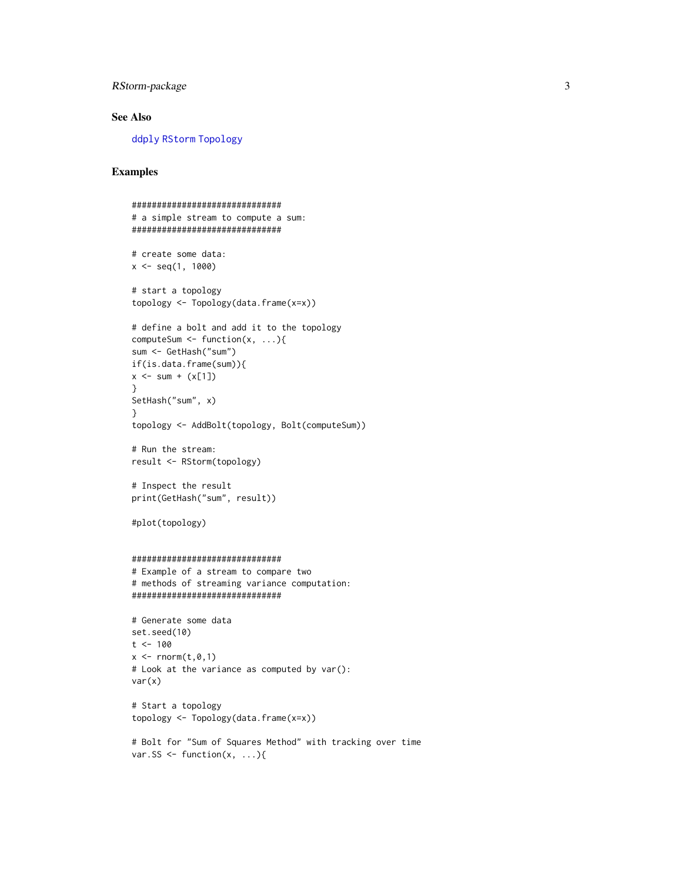### See Also

ddply RStorm Topology

### Examples

```
##############################
# a simple stream to compute a sum:
##############################

# create some data:
x <- seq(1, 1000)

# start a topology
topology <- Topology(data.frame(x=x))

# define a bolt and add it to the topology
computeSum <- function(x, ...){
sum <- GetHash("sum")
if(is.data.frame(sum)){
x <- sum + (x[1])
}
SetHash("sum", x)
}
topology <- AddBolt(topology, Bolt(computeSum))

# Run the stream:
result <- RStorm(topology)

# Inspect the result
print(GetHash("sum", result))

#plot(topology)


##############################
# Example of a stream to compare two
# methods of streaming variance computation:
##############################

# Generate some data
set.seed(10)
t <- 100
x <- rnorm(t,0,1)
# Look at the variance as computed by var():
var(x)

# Start a topology
topology <- Topology(data.frame(x=x))

# Bolt for "Sum of Squares Method" with tracking over time
var.SS <- function(x, ...){
```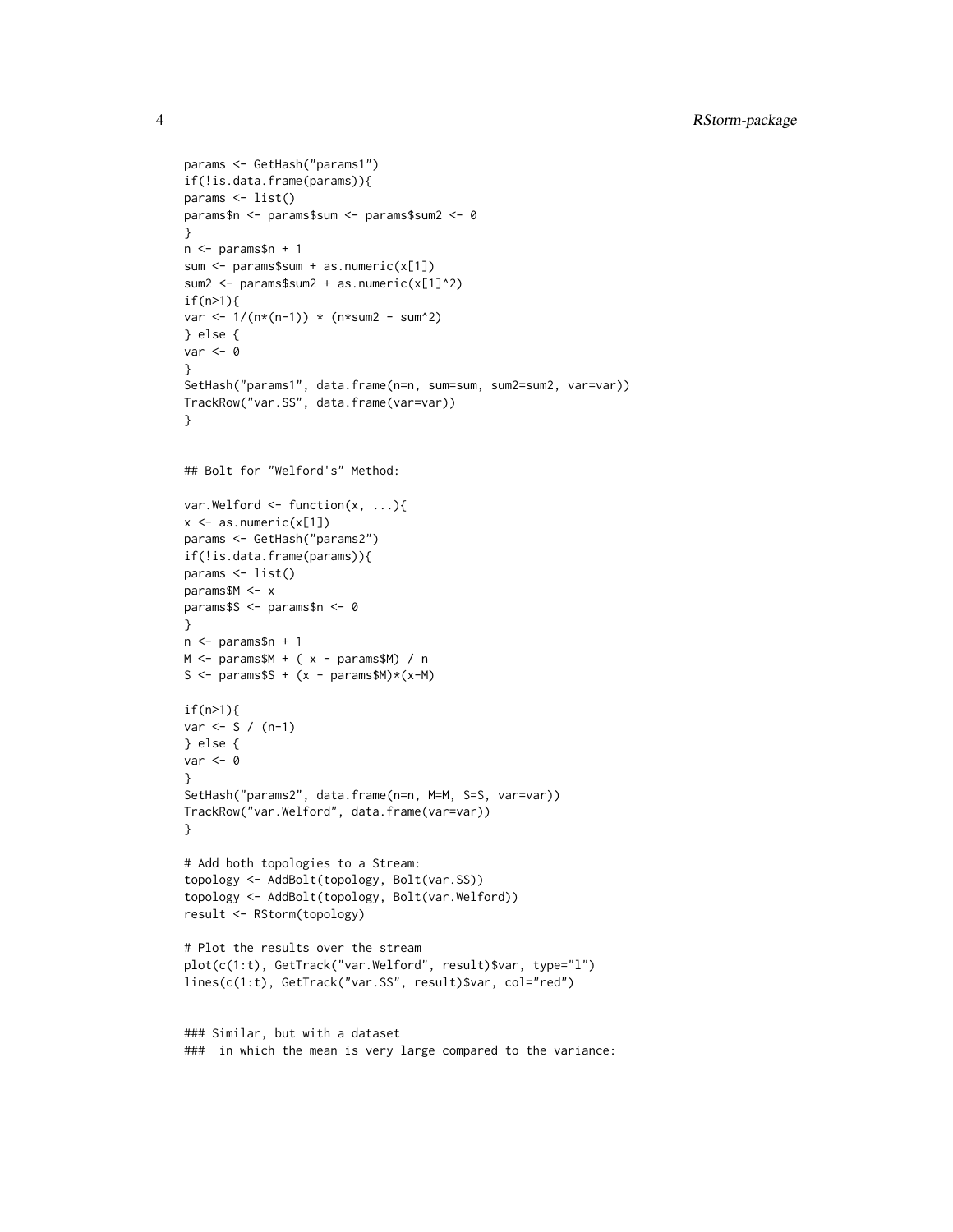```
params <- GetHash("params1")
if(!is.data.frame(params)){
params <- list()
params$n <- params$sum <- params$sum2 <- 0
}
n <- params$n + 1
sum <- params$sum + as.numeric(x[1])
sum2 <- params$sum2 + as.numeric(x[1]^2)
if(n>1){
var <- 1/(n*(n-1)) * (n*sum2 - sum^2)
} else {
var <- 0
}
SetHash("params1", data.frame(n=n, sum=sum, sum2=sum2, var=var))
TrackRow("var.SS", data.frame(var=var))
}


## Bolt for "Welford's" Method:

var.Welford <- function(x, ...){
x <- as.numeric(x[1])
params <- GetHash("params2")
if(!is.data.frame(params)){
params <- list()
params$M <- x
params$S <- params$n <- 0
}
n <- params$n + 1
M <- params$M + ( x - params$M) / n
S <- params$S + (x - params$M)*(x-M)

if(n>1){
var <- S / (n-1)
} else {
var <- 0
}
SetHash("params2", data.frame(n=n, M=M, S=S, var=var))
TrackRow("var.Welford", data.frame(var=var))
}

# Add both topologies to a Stream:
topology <- AddBolt(topology, Bolt(var.SS))
topology <- AddBolt(topology, Bolt(var.Welford))
result <- RStorm(topology)

# Plot the results over the stream
plot(c(1:t), GetTrack("var.Welford", result)$var, type="l")
lines(c(1:t), GetTrack("var.SS", result)$var, col="red")


### Similar, but with a dataset
###  in which the mean is very large compared to the variance:
```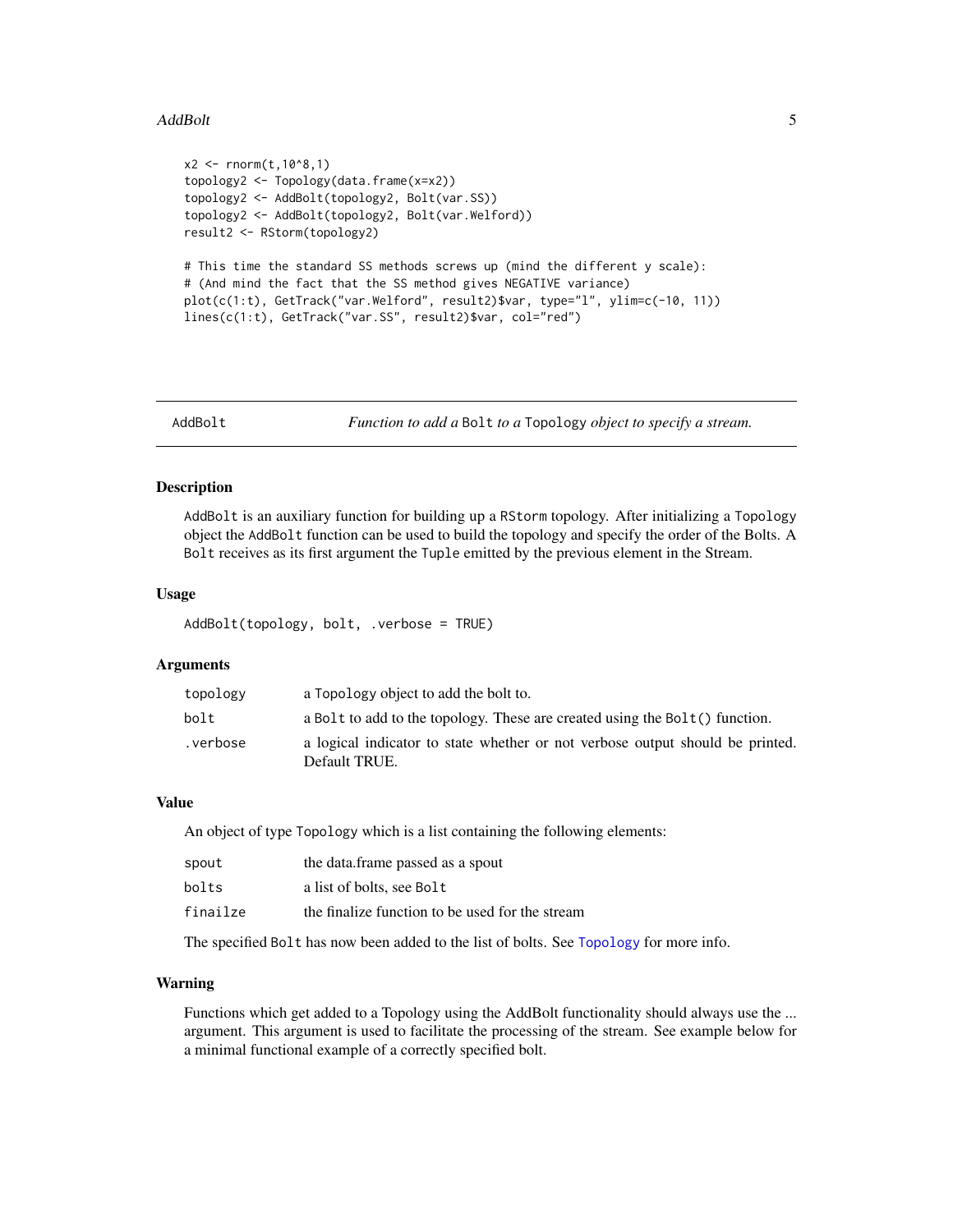```
x2 <- rnorm(t,10^8,1)
topology2 <- Topology(data.frame(x=x2))
topology2 <- AddBolt(topology2, Bolt(var.SS))
topology2 <- AddBolt(topology2, Bolt(var.Welford))
result2 <- RStorm(topology2)

# This time the standard SS methods screws up (mind the different y scale):
# (And mind the fact that the SS method gives NEGATIVE variance)
plot(c(1:t), GetTrack("var.Welford", result2)$var, type="l", ylim=c(-10, 11))
lines(c(1:t), GetTrack("var.SS", result2)$var, col="red")
```

## AddBolt — *Function to add a* `Bolt` *to a* `Topology` *object to specify a stream.*

### Description

`AddBolt` is an auxiliary function for building up a `RStorm` topology. After initializing a `Topology` object the `AddBolt` function can be used to build the topology and specify the order of the Bolts. A `Bolt` receives as its first argument the `Tuple` emitted by the previous element in the Stream.

### Usage

```
AddBolt(topology, bolt, .verbose = TRUE)
```

### Arguments

| | |
|---|---|
| `topology` | a `Topology` object to add the bolt to. |
| `bolt` | a `Bolt` to add to the topology. These are created using the `Bolt()` function. |
| `.verbose` | a logical indicator to state whether or not verbose output should be printed. Default TRUE. |

### Value

An object of type `Topology` which is a list containing the following elements:

| | |
|---|---|
| `spout` | the data.frame passed as a spout |
| `bolts` | a list of bolts, see `Bolt` |
| `finailze` | the finalize function to be used for the stream |

The specified `Bolt` has now been added to the list of bolts. See `Topology` for more info.

### Warning

Functions which get added to a Topology using the AddBolt functionality should always use the ... argument. This argument is used to facilitate the processing of the stream. See example below for a minimal functional example of a correctly specified bolt.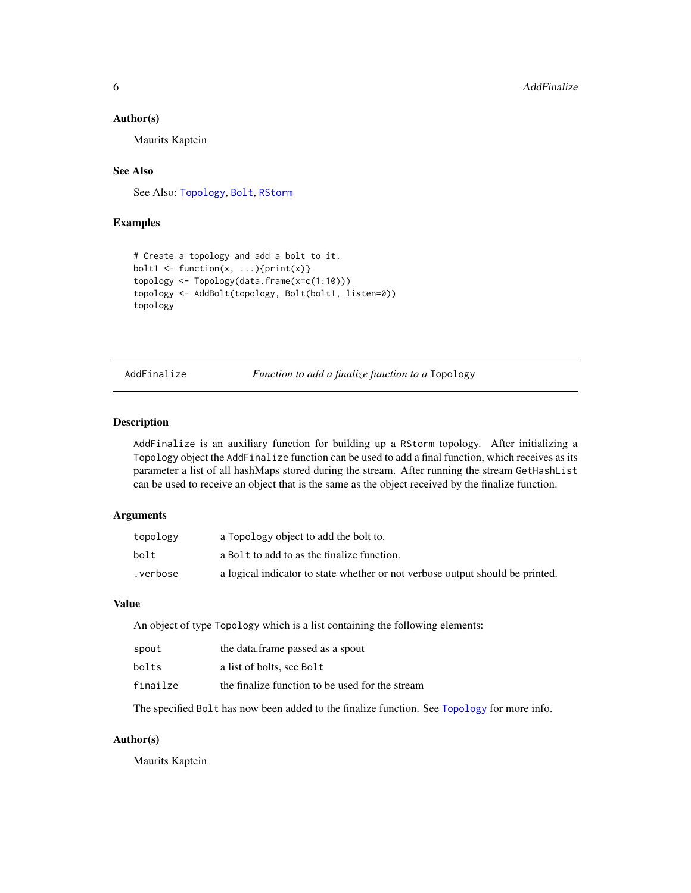### Author(s)

Maurits Kaptein

### See Also

See Also: Topology, Bolt, RStorm

### Examples

```
# Create a topology and add a bolt to it.
bolt1 <- function(x, ...){print(x)}
topology <- Topology(data.frame(x=c(1:10)))
topology <- AddBolt(topology, Bolt(bolt1, listen=0))
topology
```

---

## AddFinalize — *Function to add a finalize function to a* Topology

### Description

AddFinalize is an auxiliary function for building up a RStorm topology. After initializing a Topology object the AddFinalize function can be used to add a final function, which receives as its parameter a list of all hashMaps stored during the stream. After running the stream GetHashList can be used to receive an object that is the same as the object received by the finalize function.

### Arguments

| | |
|---|---|
| topology | a Topology object to add the bolt to. |
| bolt | a Bolt to add to as the finalize function. |
| .verbose | a logical indicator to state whether or not verbose output should be printed. |

### Value

An object of type Topology which is a list containing the following elements:

| | |
|---|---|
| spout | the data.frame passed as a spout |
| bolts | a list of bolts, see Bolt |
| finailze | the finalize function to be used for the stream |

The specified Bolt has now been added to the finalize function. See Topology for more info.

### Author(s)

Maurits Kaptein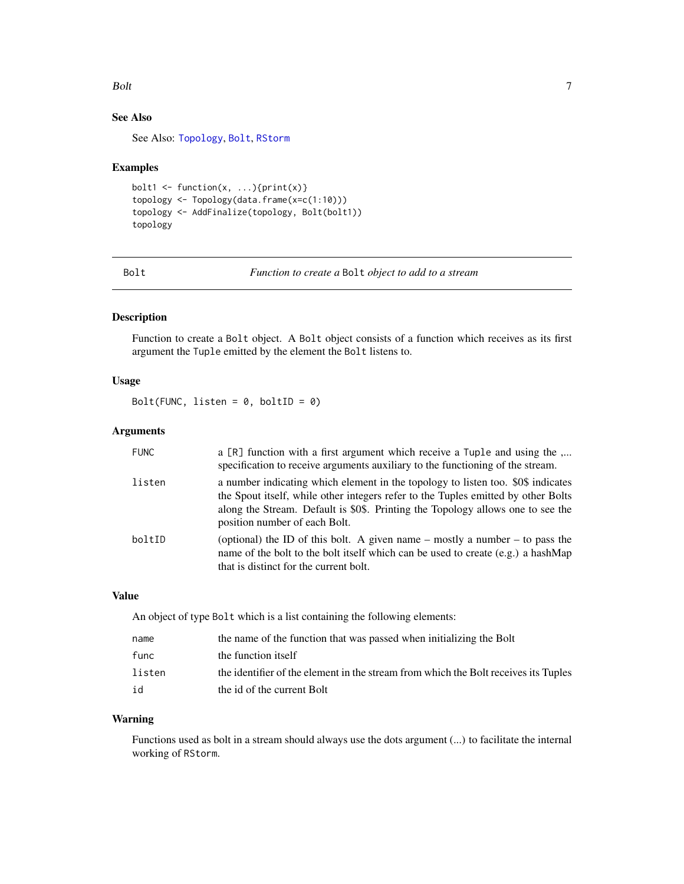### See Also

See Also: Topology, Bolt, RStorm

### Examples

```
bolt1 <- function(x, ...){print(x)}
topology <- Topology(data.frame(x=c(1:10)))
topology <- AddFinalize(topology, Bolt(bolt1))
topology
```

---

## Bolt — *Function to create a* Bolt *object to add to a stream*

### Description

Function to create a Bolt object. A Bolt object consists of a function which receives as its first argument the Tuple emitted by the element the Bolt listens to.

### Usage

```
Bolt(FUNC, listen = 0, boltID = 0)
```

### Arguments

| | |
|---|---|
| FUNC | a [R] function with a first argument which receive a Tuple and using the ,... specification to receive arguments auxiliary to the functioning of the stream. |
| listen | a number indicating which element in the topology to listen too. \$0\$ indicates the Spout itself, while other integers refer to the Tuples emitted by other Bolts along the Stream. Default is \$0\$. Printing the Topology allows one to see the position number of each Bolt. |
| boltID | (optional) the ID of this bolt. A given name – mostly a number – to pass the name of the bolt to the bolt itself which can be used to create (e.g.) a hashMap that is distinct for the current bolt. |

### Value

An object of type Bolt which is a list containing the following elements:

| | |
|---|---|
| name | the name of the function that was passed when initializing the Bolt |
| func | the function itself |
| listen | the identifier of the element in the stream from which the Bolt receives its Tuples |
| id | the id of the current Bolt |

### Warning

Functions used as bolt in a stream should always use the dots argument (...) to facilitate the internal working of RStorm.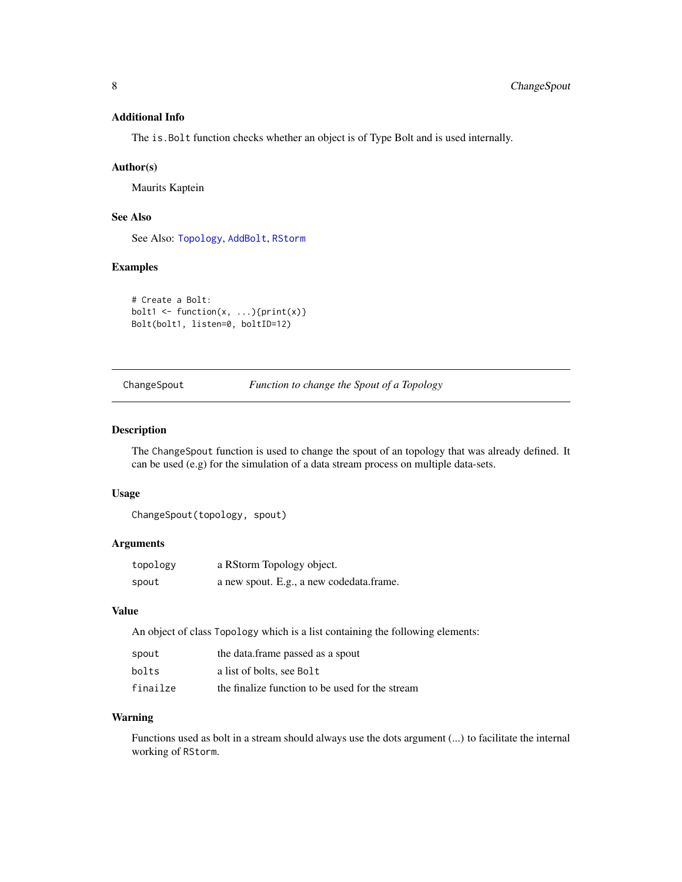### Additional Info

The `is.Bolt` function checks whether an object is of Type Bolt and is used internally.

### Author(s)

Maurits Kaptein

### See Also

See Also: `Topology`, `AddBolt`, `RStorm`

### Examples

```
# Create a Bolt:
bolt1 <- function(x, ...){print(x)}
Bolt(bolt1, listen=0, boltID=12)
```

---

## ChangeSpout — *Function to change the Spout of a Topology*

---

### Description

The `ChangeSpout` function is used to change the spout of an topology that was already defined. It can be used (e.g) for the simulation of a data stream process on multiple data-sets.

### Usage

```
ChangeSpout(topology, spout)
```

### Arguments

| | |
|---|---|
| `topology` | a RStorm Topology object. |
| `spout` | a new spout. E.g., a new codedata.frame. |

### Value

An object of class `Topology` which is a list containing the following elements:

| | |
|---|---|
| `spout` | the data.frame passed as a spout |
| `bolts` | a list of bolts, see `Bolt` |
| `finailze` | the finalize function to be used for the stream |

### Warning

Functions used as bolt in a stream should always use the dots argument (...) to facilitate the internal working of `RStorm`.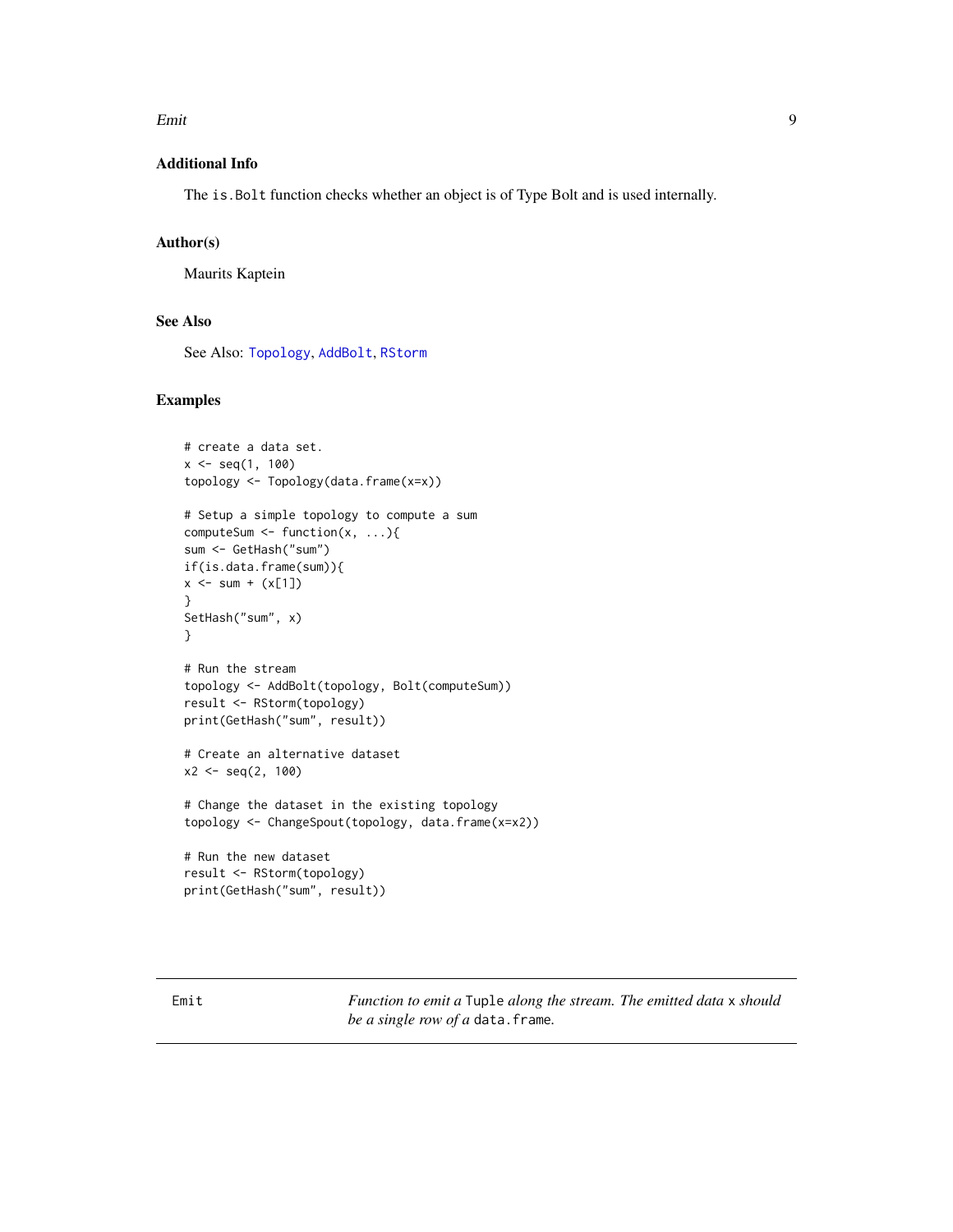### Additional Info

The `is.Bolt` function checks whether an object is of Type Bolt and is used internally.

### Author(s)

Maurits Kaptein

### See Also

See Also: `Topology`, `AddBolt`, `RStorm`

### Examples

```
# create a data set.
x <- seq(1, 100)
topology <- Topology(data.frame(x=x))

# Setup a simple topology to compute a sum
computeSum <- function(x, ...){
sum <- GetHash("sum")
if(is.data.frame(sum)){
x <- sum + (x[1])
}
SetHash("sum", x)
}

# Run the stream
topology <- AddBolt(topology, Bolt(computeSum))
result <- RStorm(topology)
print(GetHash("sum", result))

# Create an alternative dataset
x2 <- seq(2, 100)

# Change the dataset in the existing topology
topology <- ChangeSpout(topology, data.frame(x=x2))

# Run the new dataset
result <- RStorm(topology)
print(GetHash("sum", result))
```

---

`Emit` — *Function to emit a* `Tuple` *along the stream. The emitted data* `x` *should be a single row of a* `data.frame`*.*

---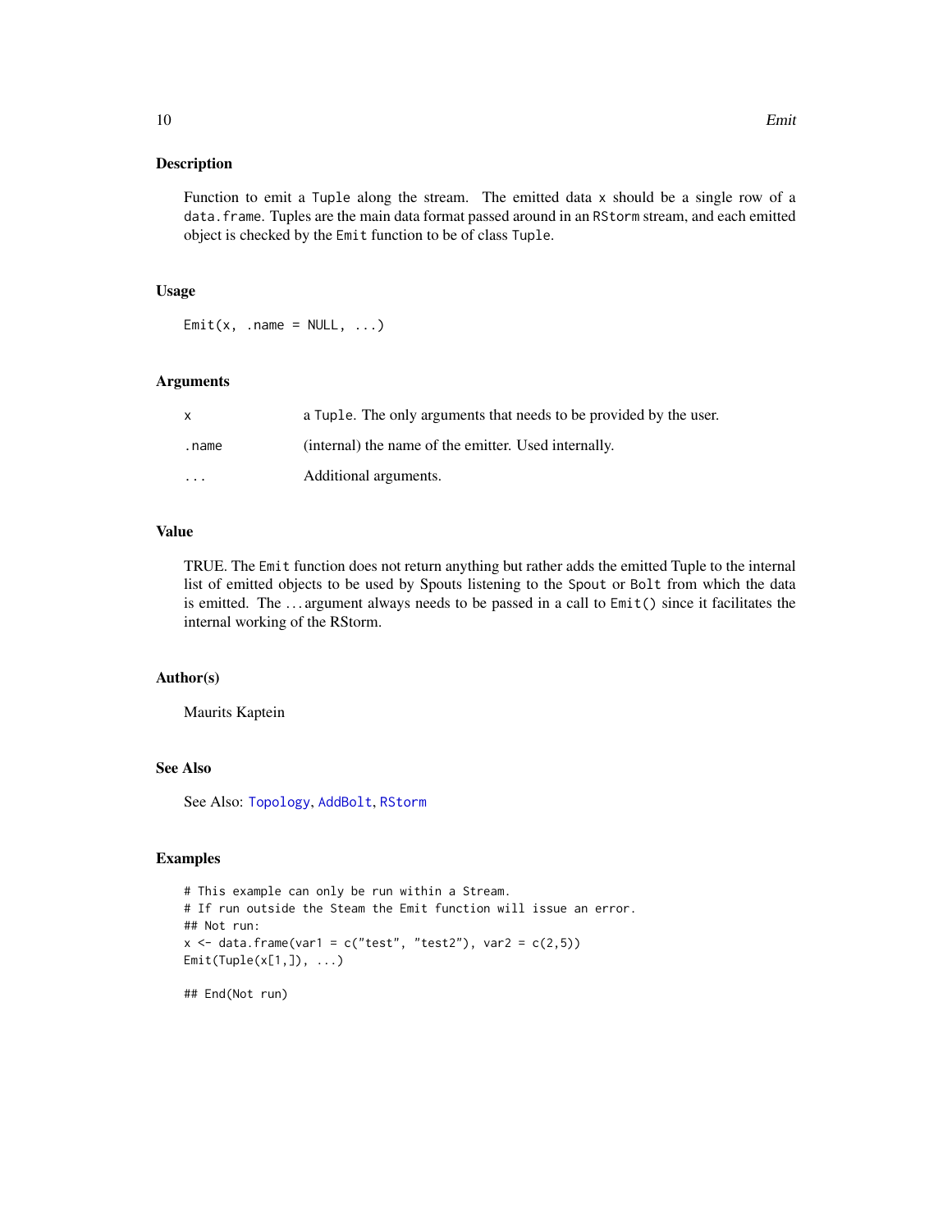## Description

Function to emit a Tuple along the stream. The emitted data x should be a single row of a data.frame. Tuples are the main data format passed around in an RStorm stream, and each emitted object is checked by the Emit function to be of class Tuple.

## Usage

```
Emit(x, .name = NULL, ...)
```

## Arguments

| | |
|---|---|
| x | a Tuple. The only arguments that needs to be provided by the user. |
| .name | (internal) the name of the emitter. Used internally. |
| ... | Additional arguments. |

## Value

TRUE. The Emit function does not return anything but rather adds the emitted Tuple to the internal list of emitted objects to be used by Spouts listening to the Spout or Bolt from which the data is emitted. The ... argument always needs to be passed in a call to Emit() since it facilitates the internal working of the RStorm.

## Author(s)

Maurits Kaptein

## See Also

See Also: Topology, AddBolt, RStorm

## Examples

```
# This example can only be run within a Stream.
# If run outside the Steam the Emit function will issue an error.
## Not run:
x <- data.frame(var1 = c("test", "test2"), var2 = c(2,5))
Emit(Tuple(x[1,]), ...)

## End(Not run)
```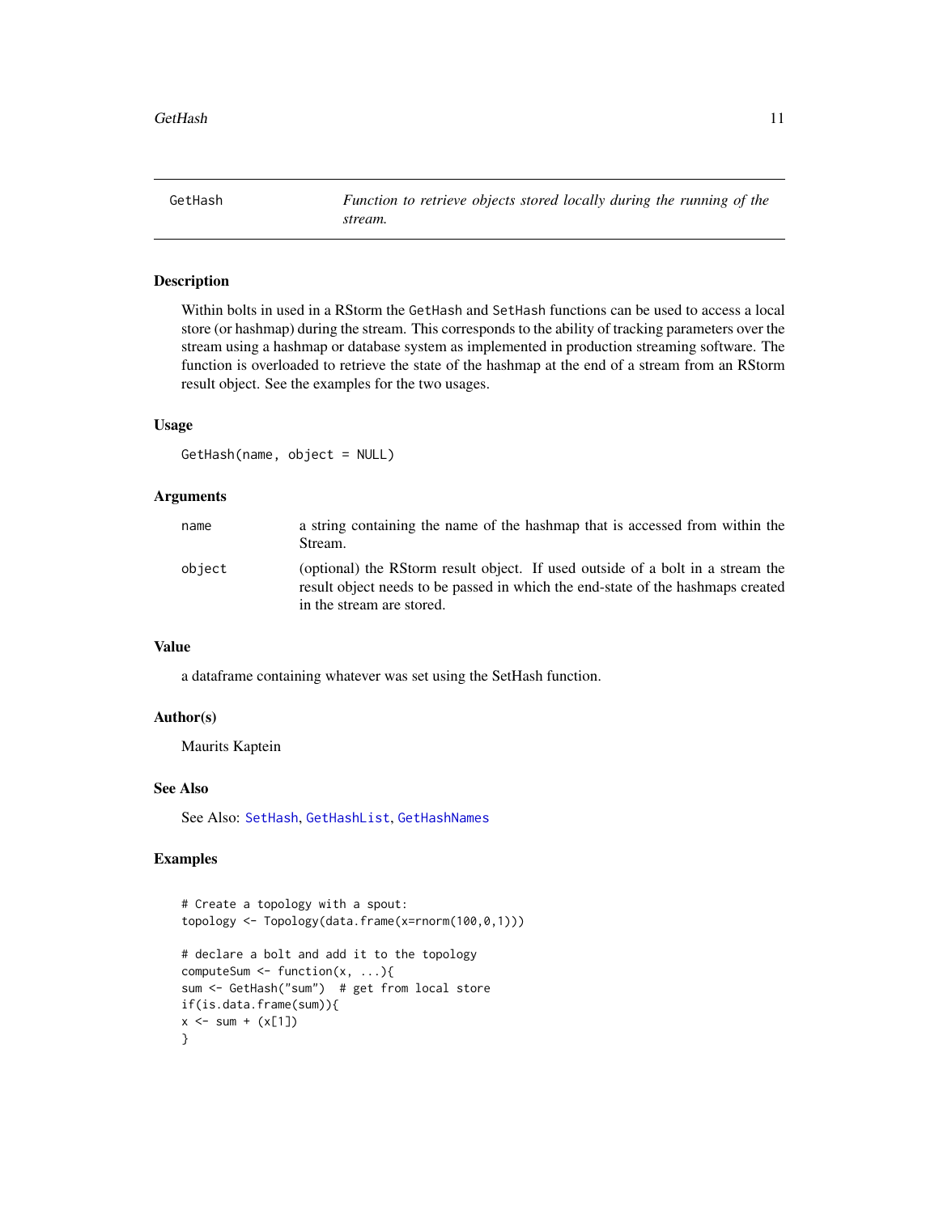# GetHash

*Function to retrieve objects stored locally during the running of the stream.*

## Description

Within bolts in used in a RStorm the `GetHash` and `SetHash` functions can be used to access a local store (or hashmap) during the stream. This corresponds to the ability of tracking parameters over the stream using a hashmap or database system as implemented in production streaming software. The function is overloaded to retrieve the state of the hashmap at the end of a stream from an RStorm result object. See the examples for the two usages.

## Usage

```
GetHash(name, object = NULL)
```

## Arguments

| | |
|---|---|
| `name` | a string containing the name of the hashmap that is accessed from within the Stream. |
| `object` | (optional) the RStorm result object. If used outside of a bolt in a stream the result object needs to be passed in which the end-state of the hashmaps created in the stream are stored. |

## Value

a dataframe containing whatever was set using the SetHash function.

## Author(s)

Maurits Kaptein

## See Also

See Also: `SetHash`, `GetHashList`, `GetHashNames`

## Examples

```
# Create a topology with a spout:
topology <- Topology(data.frame(x=rnorm(100,0,1)))

# declare a bolt and add it to the topology
computeSum <- function(x, ...){
sum <- GetHash("sum")  # get from local store
if(is.data.frame(sum)){
x <- sum + (x[1])
}
```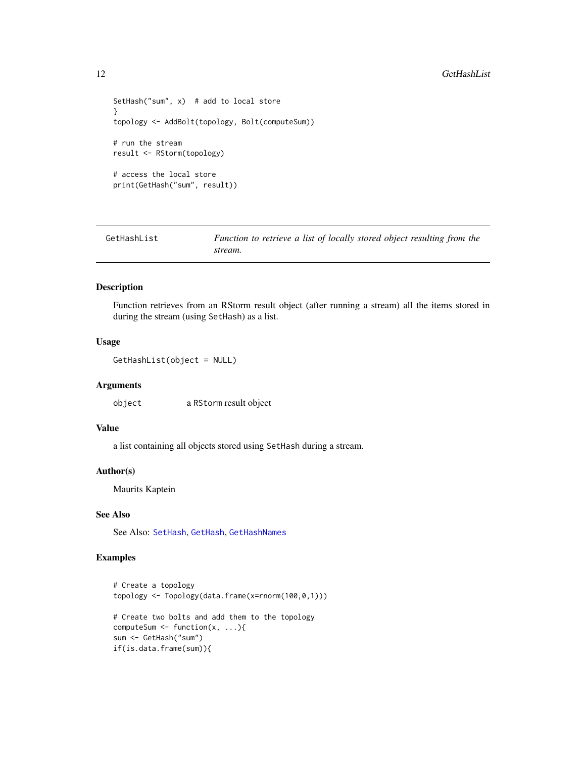```
SetHash("sum", x)  # add to local store
}
topology <- AddBolt(topology, Bolt(computeSum))

# run the stream
result <- RStorm(topology)

# access the local store
print(GetHash("sum", result))
```

## GetHashList — *Function to retrieve a list of locally stored object resulting from the stream.*

### Description

Function retrieves from an RStorm result object (after running a stream) all the items stored in during the stream (using `SetHash`) as a list.

### Usage

```
GetHashList(object = NULL)
```

### Arguments

| | |
|---|---|
| `object` | a `RStorm` result object |

### Value

a list containing all objects stored using `SetHash` during a stream.

### Author(s)

Maurits Kaptein

### See Also

See Also: `SetHash`, `GetHash`, `GetHashNames`

### Examples

```
# Create a topology
topology <- Topology(data.frame(x=rnorm(100,0,1)))

# Create two bolts and add them to the topology
computeSum <- function(x, ...){
sum <- GetHash("sum")
if(is.data.frame(sum)){
```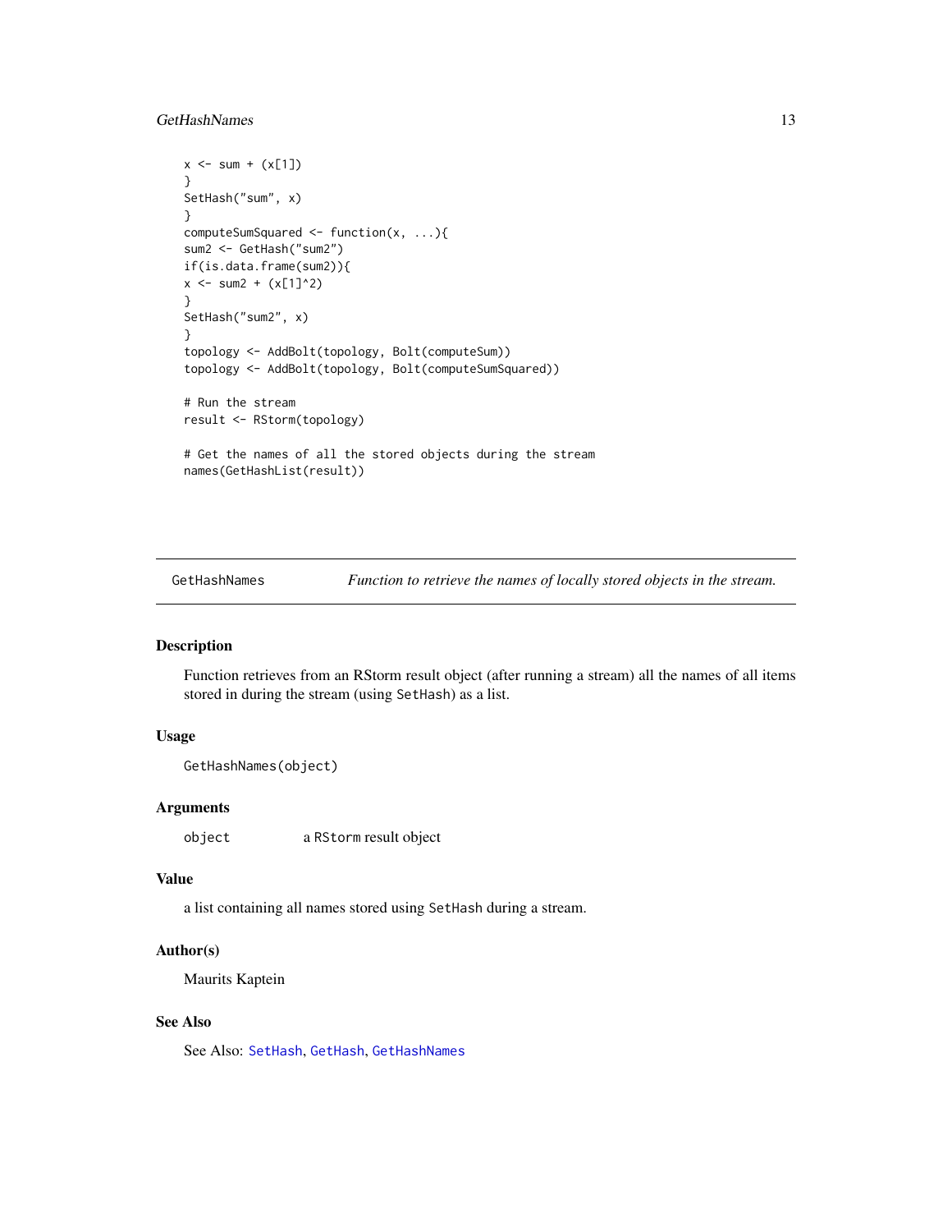```
x <- sum + (x[1])
}
SetHash("sum", x)
}
computeSumSquared <- function(x, ...){
sum2 <- GetHash("sum2")
if(is.data.frame(sum2)){
x <- sum2 + (x[1]^2)
}
SetHash("sum2", x)
}
topology <- AddBolt(topology, Bolt(computeSum))
topology <- AddBolt(topology, Bolt(computeSumSquared))

# Run the stream
result <- RStorm(topology)

# Get the names of all the stored objects during the stream
names(GetHashList(result))
```

---

## GetHashNames — *Function to retrieve the names of locally stored objects in the stream.*

---

### Description

Function retrieves from an RStorm result object (after running a stream) all the names of all items stored in during the stream (using `SetHash`) as a list.

### Usage

```
GetHashNames(object)
```

### Arguments

| | |
|---|---|
| `object` | a `RStorm` result object |

### Value

a list containing all names stored using `SetHash` during a stream.

### Author(s)

Maurits Kaptein

### See Also

See Also: `SetHash`, `GetHash`, `GetHashNames`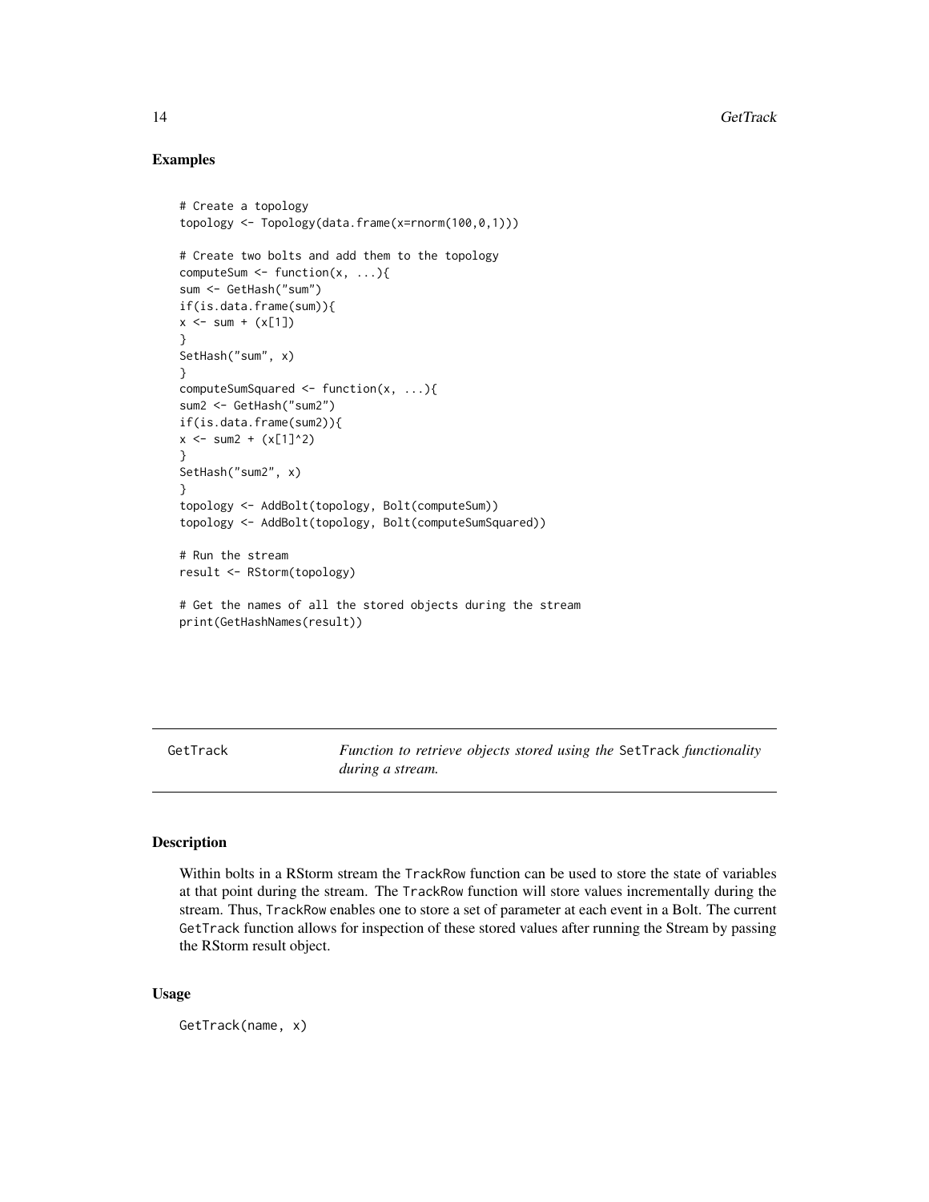## Examples

```
# Create a topology
topology <- Topology(data.frame(x=rnorm(100,0,1)))

# Create two bolts and add them to the topology
computeSum <- function(x, ...){
sum <- GetHash("sum")
if(is.data.frame(sum)){
x <- sum + (x[1])
}
SetHash("sum", x)
}
computeSumSquared <- function(x, ...){
sum2 <- GetHash("sum2")
if(is.data.frame(sum2)){
x <- sum2 + (x[1]^2)
}
SetHash("sum2", x)
}
topology <- AddBolt(topology, Bolt(computeSum))
topology <- AddBolt(topology, Bolt(computeSumSquared))

# Run the stream
result <- RStorm(topology)

# Get the names of all the stored objects during the stream
print(GetHashNames(result))
```

---

GetTrack — *Function to retrieve objects stored using the* SetTrack *functionality during a stream.*

---

## Description

Within bolts in a RStorm stream the TrackRow function can be used to store the state of variables at that point during the stream. The TrackRow function will store values incrementally during the stream. Thus, TrackRow enables one to store a set of parameter at each event in a Bolt. The current GetTrack function allows for inspection of these stored values after running the Stream by passing the RStorm result object.

## Usage

```
GetTrack(name, x)
```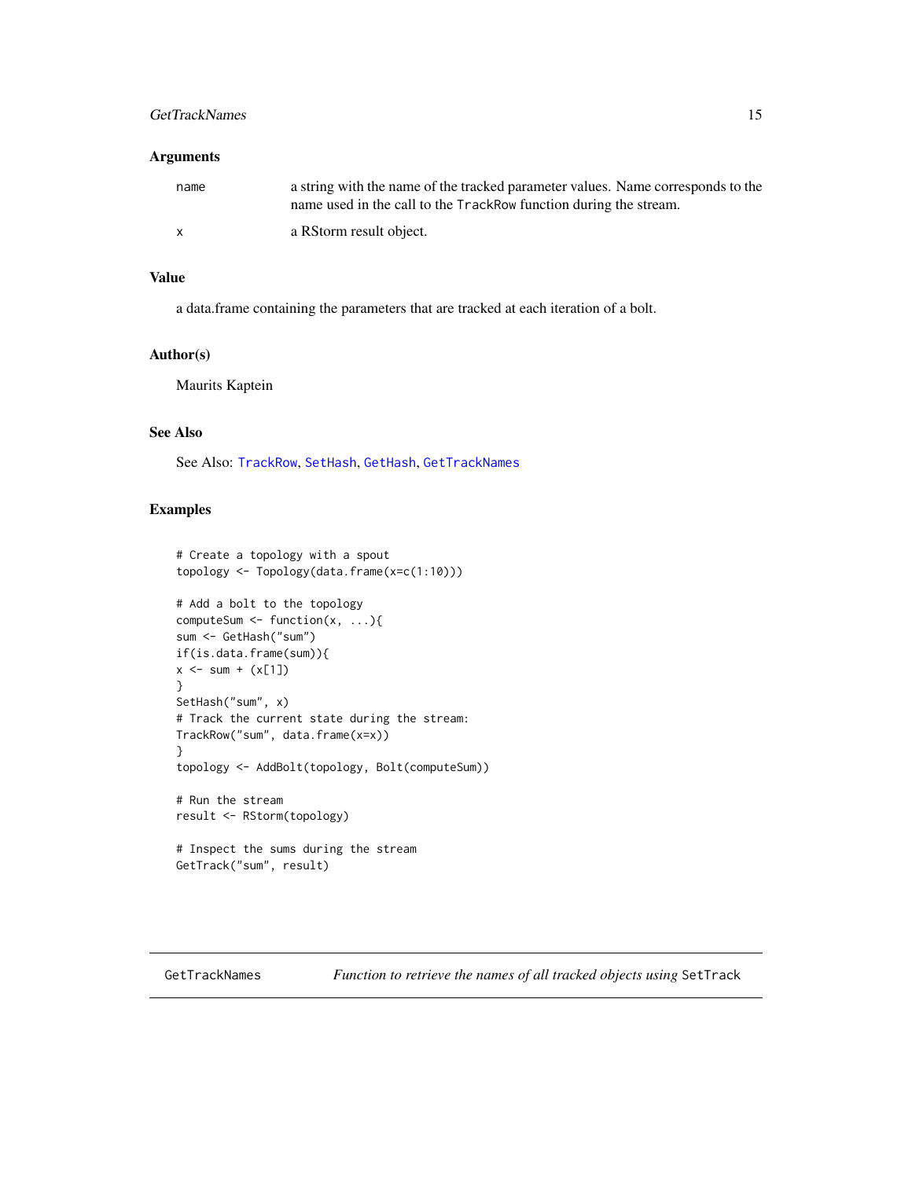## Arguments

| | |
|---|---|
| name | a string with the name of the tracked parameter values. Name corresponds to the name used in the call to the `TrackRow` function during the stream. |
| x | a RStorm result object. |

## Value

a data.frame containing the parameters that are tracked at each iteration of a bolt.

## Author(s)

Maurits Kaptein

## See Also

See Also: `TrackRow`, `SetHash`, `GetHash`, `GetTrackNames`

## Examples

```
# Create a topology with a spout
topology <- Topology(data.frame(x=c(1:10)))

# Add a bolt to the topology
computeSum <- function(x, ...){
sum <- GetHash("sum")
if(is.data.frame(sum)){
x <- sum + (x[1])
}
SetHash("sum", x)
# Track the current state during the stream:
TrackRow("sum", data.frame(x=x))
}
topology <- AddBolt(topology, Bolt(computeSum))

# Run the stream
result <- RStorm(topology)

# Inspect the sums during the stream
GetTrack("sum", result)
```

---

GetTrackNames — *Function to retrieve the names of all tracked objects using* `SetTrack`

---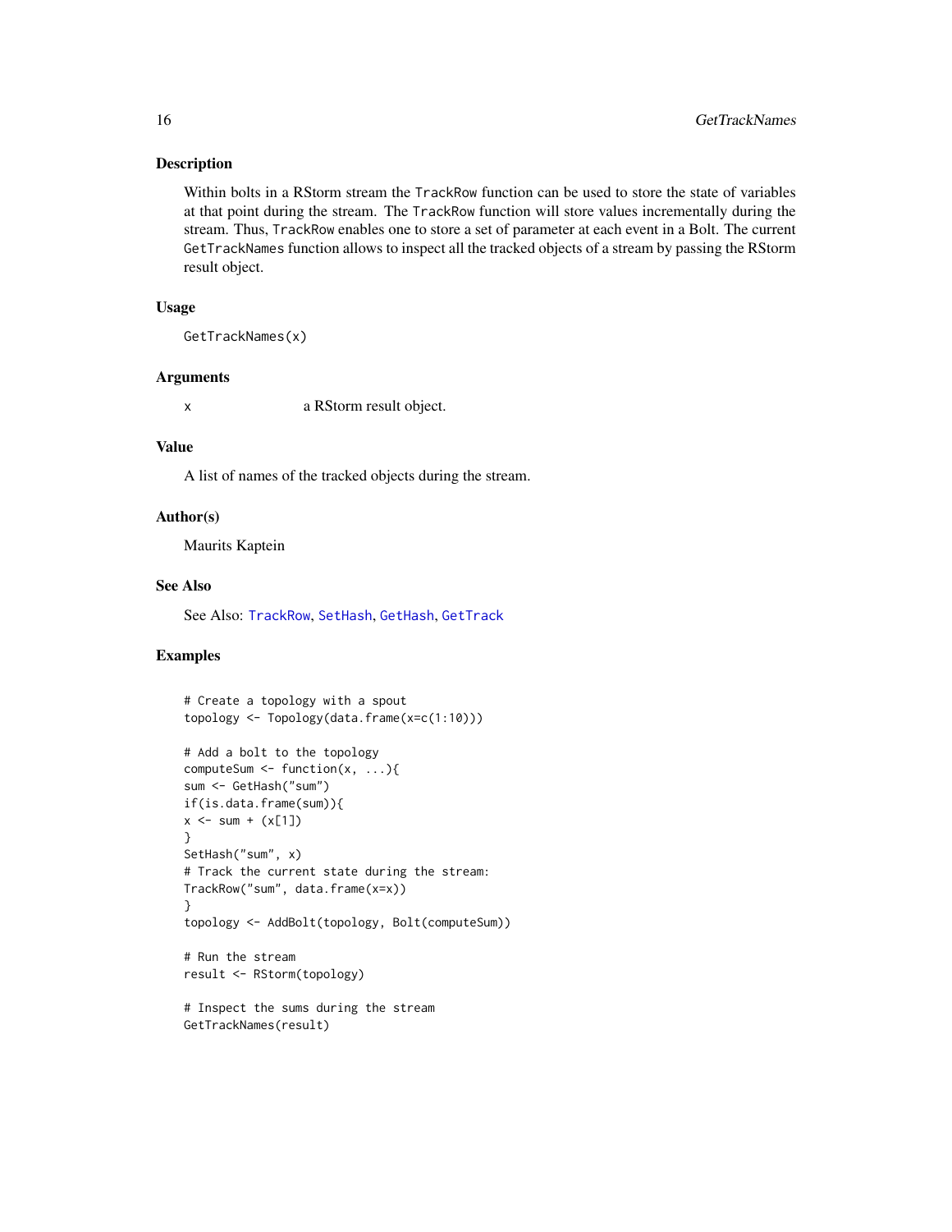## Description

Within bolts in a RStorm stream the `TrackRow` function can be used to store the state of variables at that point during the stream. The `TrackRow` function will store values incrementally during the stream. Thus, `TrackRow` enables one to store a set of parameter at each event in a Bolt. The current `GetTrackNames` function allows to inspect all the tracked objects of a stream by passing the RStorm result object.

## Usage

```
GetTrackNames(x)
```

## Arguments

| | |
|---|---|
| x | a RStorm result object. |

## Value

A list of names of the tracked objects during the stream.

## Author(s)

Maurits Kaptein

## See Also

See Also: TrackRow, SetHash, GetHash, GetTrack

## Examples

```
# Create a topology with a spout
topology <- Topology(data.frame(x=c(1:10)))

# Add a bolt to the topology
computeSum <- function(x, ...){
sum <- GetHash("sum")
if(is.data.frame(sum)){
x <- sum + (x[1])
}
SetHash("sum", x)
# Track the current state during the stream:
TrackRow("sum", data.frame(x=x))
}
topology <- AddBolt(topology, Bolt(computeSum))

# Run the stream
result <- RStorm(topology)

# Inspect the sums during the stream
GetTrackNames(result)
```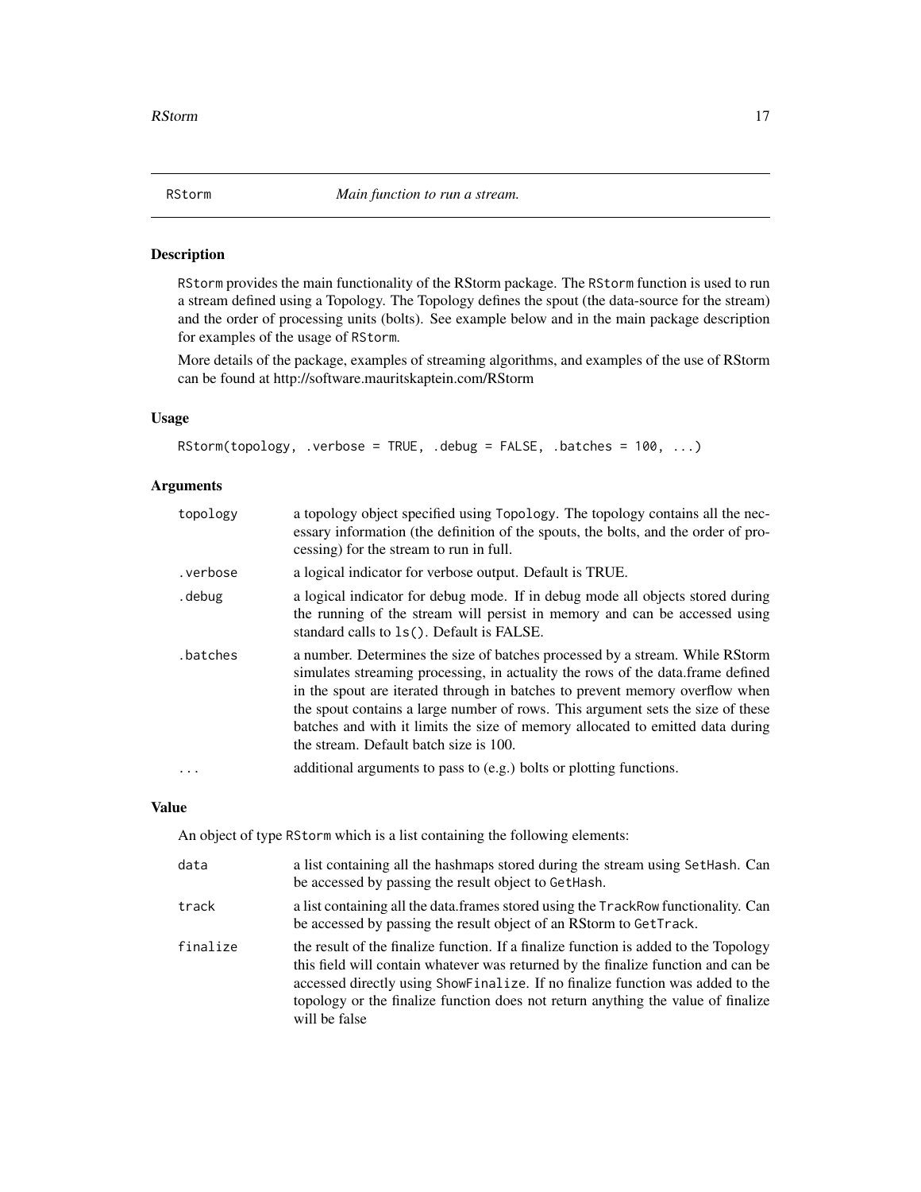## RStorm — *Main function to run a stream.*

### Description

RStorm provides the main functionality of the RStorm package. The RStorm function is used to run a stream defined using a Topology. The Topology defines the spout (the data-source for the stream) and the order of processing units (bolts). See example below and in the main package description for examples of the usage of RStorm.

More details of the package, examples of streaming algorithms, and examples of the use of RStorm can be found at http://software.mauritskaptein.com/RStorm

### Usage

```
RStorm(topology, .verbose = TRUE, .debug = FALSE, .batches = 100, ...)
```

### Arguments

| | |
|---|---|
| topology | a topology object specified using Topology. The topology contains all the necessary information (the definition of the spouts, the bolts, and the order of processing) for the stream to run in full. |
| .verbose | a logical indicator for verbose output. Default is TRUE. |
| .debug | a logical indicator for debug mode. If in debug mode all objects stored during the running of the stream will persist in memory and can be accessed using standard calls to ls(). Default is FALSE. |
| .batches | a number. Determines the size of batches processed by a stream. While RStorm simulates streaming processing, in actuality the rows of the data.frame defined in the spout are iterated through in batches to prevent memory overflow when the spout contains a large number of rows. This argument sets the size of these batches and with it limits the size of memory allocated to emitted data during the stream. Default batch size is 100. |
| ... | additional arguments to pass to (e.g.) bolts or plotting functions. |

### Value

An object of type RStorm which is a list containing the following elements:

| | |
|---|---|
| data | a list containing all the hashmaps stored during the stream using SetHash. Can be accessed by passing the result object to GetHash. |
| track | a list containing all the data.frames stored using the TrackRow functionality. Can be accessed by passing the result object of an RStorm to GetTrack. |
| finalize | the result of the finalize function. If a finalize function is added to the Topology this field will contain whatever was returned by the finalize function and can be accessed directly using ShowFinalize. If no finalize function was added to the topology or the finalize function does not return anything the value of finalize will be false |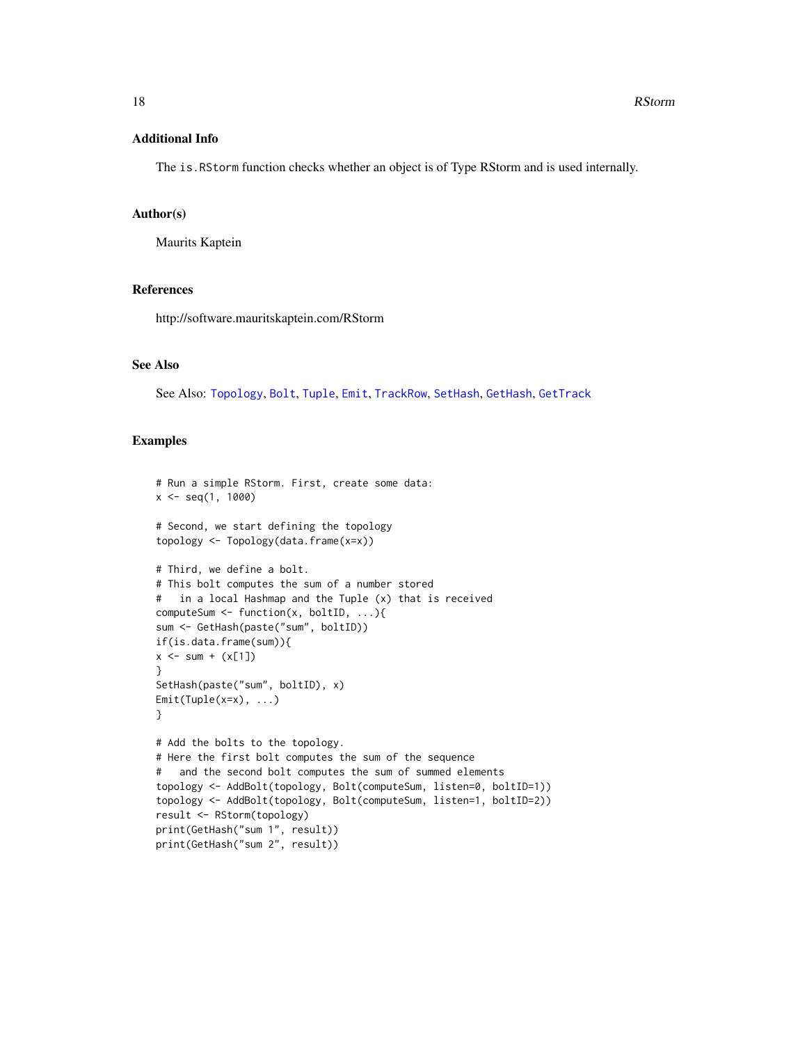### Additional Info

The `is.RStorm` function checks whether an object is of Type RStorm and is used internally.

### Author(s)

Maurits Kaptein

### References

http://software.mauritskaptein.com/RStorm

### See Also

See Also: Topology, Bolt, Tuple, Emit, TrackRow, SetHash, GetHash, GetTrack

### Examples

```
# Run a simple RStorm. First, create some data:
x <- seq(1, 1000)

# Second, we start defining the topology
topology <- Topology(data.frame(x=x))

# Third, we define a bolt.
# This bolt computes the sum of a number stored
#   in a local Hashmap and the Tuple (x) that is received
computeSum <- function(x, boltID, ...){
sum <- GetHash(paste("sum", boltID))
if(is.data.frame(sum)){
x <- sum + (x[1])
}
SetHash(paste("sum", boltID), x)
Emit(Tuple(x=x), ...)
}

# Add the bolts to the topology.
# Here the first bolt computes the sum of the sequence
#   and the second bolt computes the sum of summed elements
topology <- AddBolt(topology, Bolt(computeSum, listen=0, boltID=1))
topology <- AddBolt(topology, Bolt(computeSum, listen=1, boltID=2))
result <- RStorm(topology)
print(GetHash("sum 1", result))
print(GetHash("sum 2", result))
```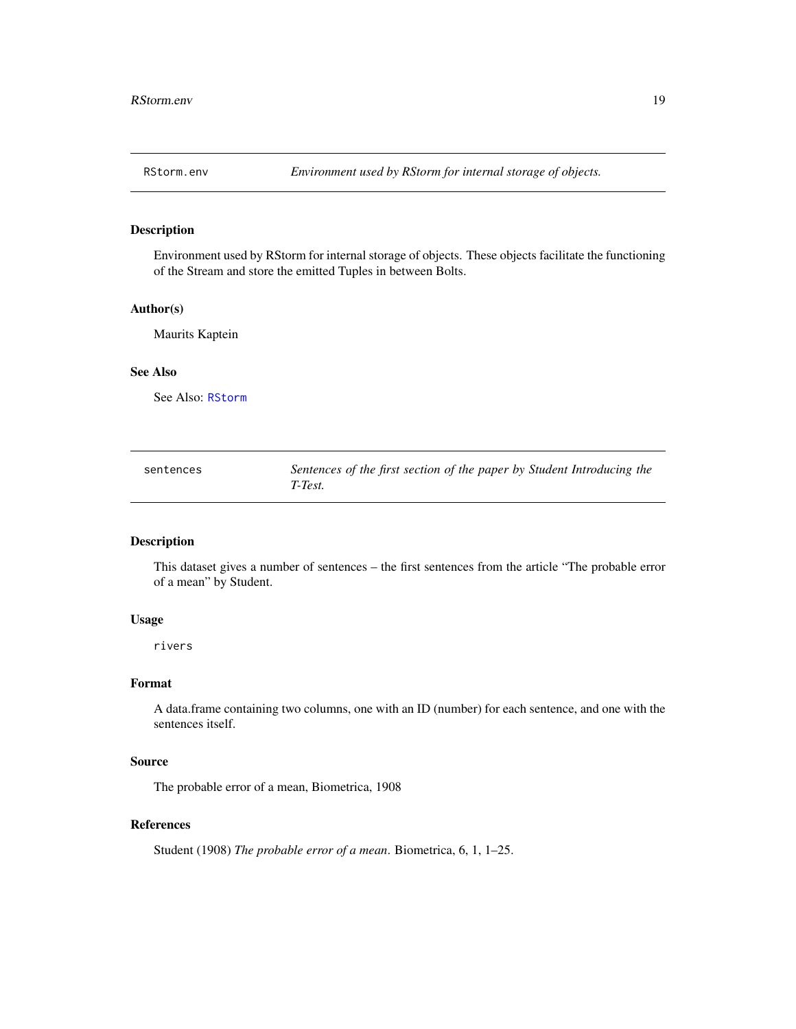## RStorm.env — *Environment used by RStorm for internal storage of objects.*

### Description

Environment used by RStorm for internal storage of objects. These objects facilitate the functioning of the Stream and store the emitted Tuples in between Bolts.

### Author(s)

Maurits Kaptein

### See Also

See Also: `RStorm`

## sentences — *Sentences of the first section of the paper by Student Introducing the T-Test.*

### Description

This dataset gives a number of sentences – the first sentences from the article "The probable error of a mean" by Student.

### Usage

```
rivers
```

### Format

A data.frame containing two columns, one with an ID (number) for each sentence, and one with the sentences itself.

### Source

The probable error of a mean, Biometrica, 1908

### References

Student (1908) *The probable error of a mean*. Biometrica, 6, 1, 1–25.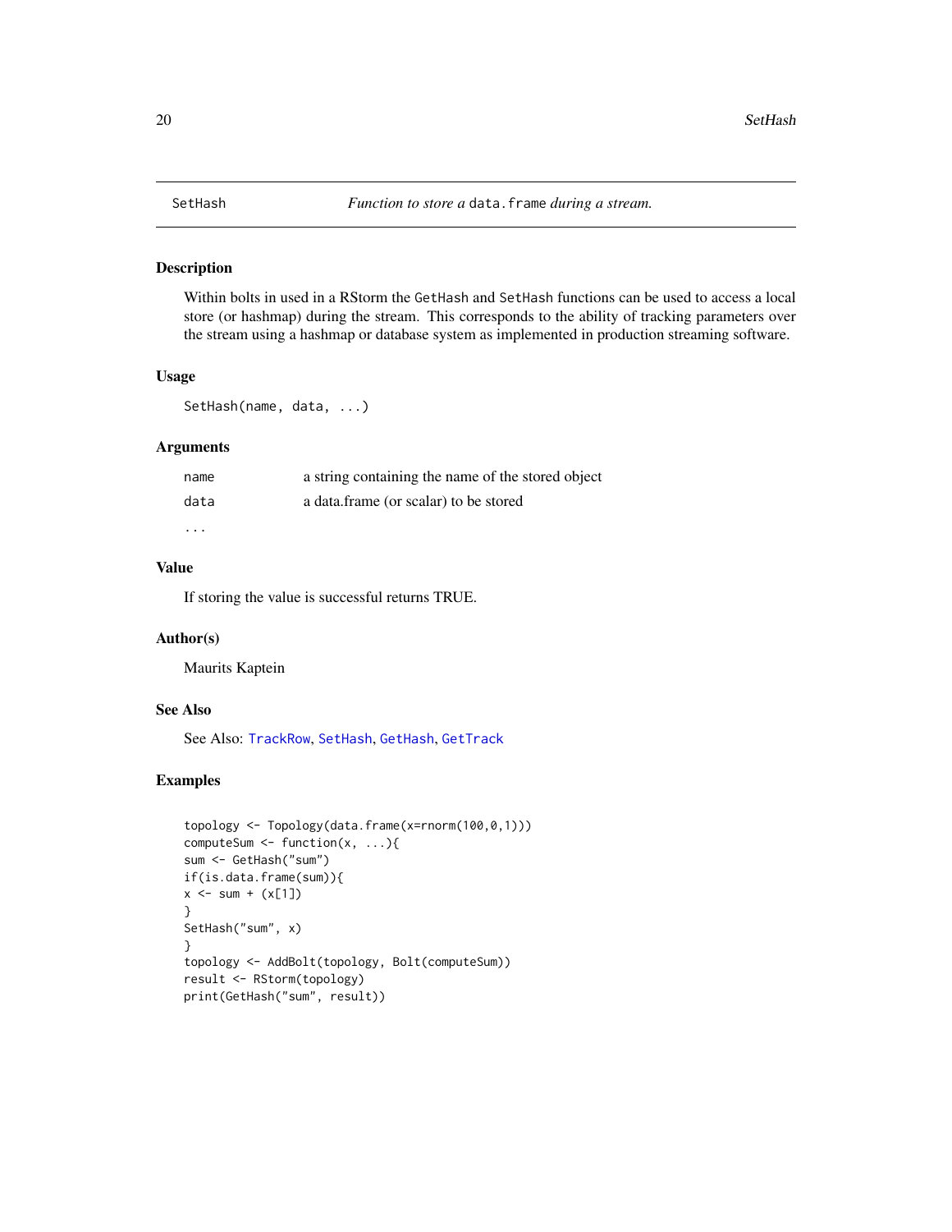## SetHash — *Function to store a* `data.frame` *during a stream.*

### Description

Within bolts in used in a RStorm the `GetHash` and `SetHash` functions can be used to access a local store (or hashmap) during the stream. This corresponds to the ability of tracking parameters over the stream using a hashmap or database system as implemented in production streaming software.

### Usage

```
SetHash(name, data, ...)
```

### Arguments

| | |
|---|---|
| `name` | a string containing the name of the stored object |
| `data` | a data.frame (or scalar) to be stored |
| `...` | |

### Value

If storing the value is successful returns TRUE.

### Author(s)

Maurits Kaptein

### See Also

See Also: `TrackRow`, `SetHash`, `GetHash`, `GetTrack`

### Examples

```
topology <- Topology(data.frame(x=rnorm(100,0,1)))
computeSum <- function(x, ...){
sum <- GetHash("sum")
if(is.data.frame(sum)){
x <- sum + (x[1])
}
SetHash("sum", x)
}
topology <- AddBolt(topology, Bolt(computeSum))
result <- RStorm(topology)
print(GetHash("sum", result))
```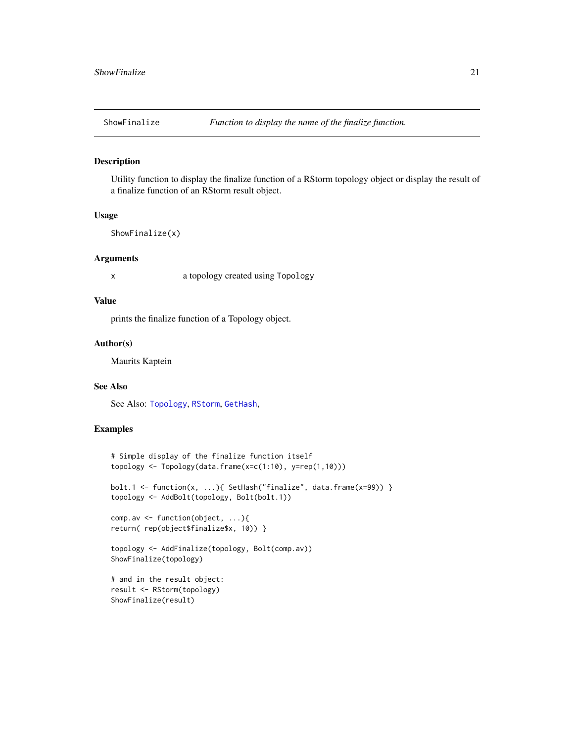ShowFinalize *Function to display the name of the finalize function.*

## Description

Utility function to display the finalize function of a RStorm topology object or display the result of a finalize function of an RStorm result object.

## Usage

```
ShowFinalize(x)
```

## Arguments

| | |
|---|---|
| x | a topology created using `Topology` |

## Value

prints the finalize function of a Topology object.

## Author(s)

Maurits Kaptein

## See Also

See Also: `Topology`, `RStorm`, `GetHash`,

## Examples

```
# Simple display of the finalize function itself
topology <- Topology(data.frame(x=c(1:10), y=rep(1,10)))

bolt.1 <- function(x, ...){ SetHash("finalize", data.frame(x=99)) }
topology <- AddBolt(topology, Bolt(bolt.1))

comp.av <- function(object, ...){
return( rep(object$finalize$x, 10)) }

topology <- AddFinalize(topology, Bolt(comp.av))
ShowFinalize(topology)

# and in the result object:
result <- RStorm(topology)
ShowFinalize(result)
```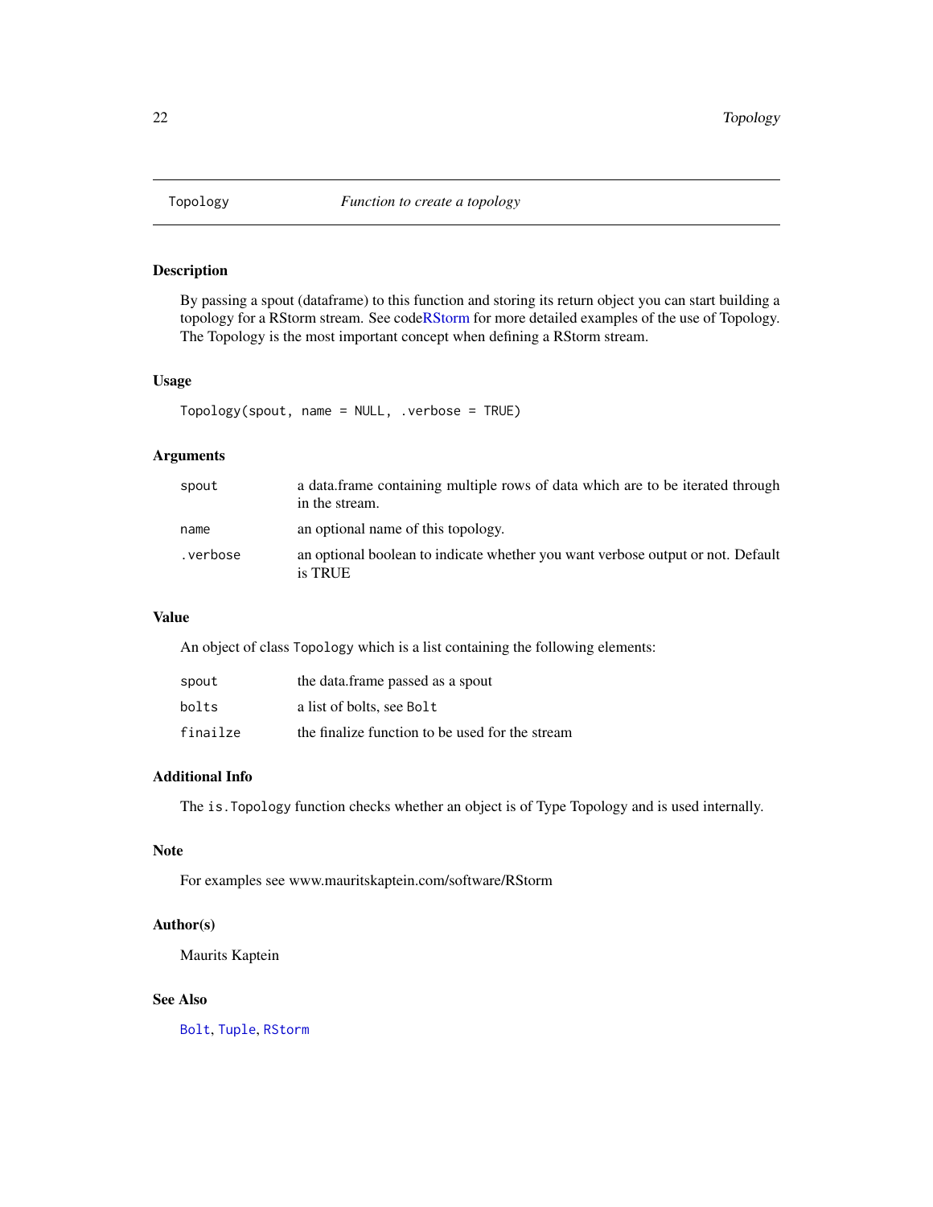# Topology — *Function to create a topology*

## Description

By passing a spout (dataframe) to this function and storing its return object you can start building a topology for a RStorm stream. See codeRStorm for more detailed examples of the use of Topology. The Topology is the most important concept when defining a RStorm stream.

## Usage

```
Topology(spout, name = NULL, .verbose = TRUE)
```

## Arguments

| | |
|---|---|
| `spout` | a data.frame containing multiple rows of data which are to be iterated through in the stream. |
| `name` | an optional name of this topology. |
| `.verbose` | an optional boolean to indicate whether you want verbose output or not. Default is TRUE |

## Value

An object of class `Topology` which is a list containing the following elements:

| | |
|---|---|
| `spout` | the data.frame passed as a spout |
| `bolts` | a list of bolts, see `Bolt` |
| `finailze` | the finalize function to be used for the stream |

## Additional Info

The `is.Topology` function checks whether an object is of Type Topology and is used internally.

## Note

For examples see www.mauritskaptein.com/software/RStorm

## Author(s)

Maurits Kaptein

## See Also

`Bolt`, `Tuple`, `RStorm`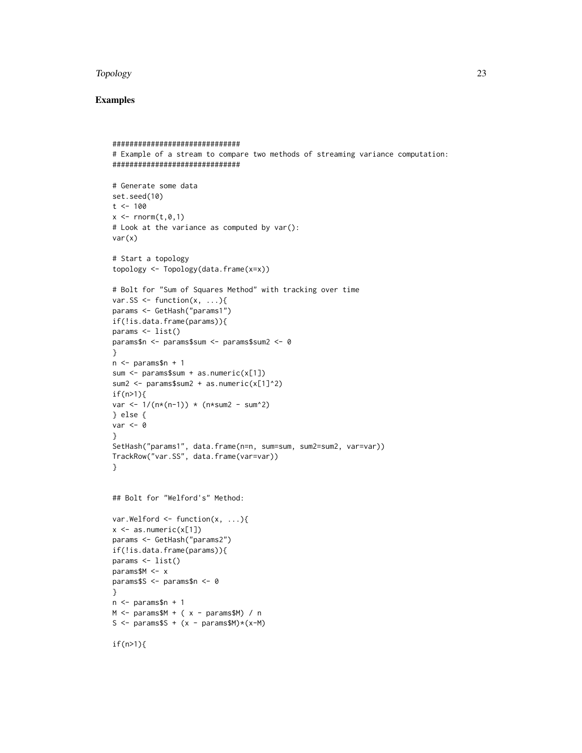## Examples

```
##############################
# Example of a stream to compare two methods of streaming variance computation:
##############################

# Generate some data
set.seed(10)
t <- 100
x <- rnorm(t,0,1)
# Look at the variance as computed by var():
var(x)

# Start a topology
topology <- Topology(data.frame(x=x))

# Bolt for "Sum of Squares Method" with tracking over time
var.SS <- function(x, ...){
params <- GetHash("params1")
if(!is.data.frame(params)){
params <- list()
params$n <- params$sum <- params$sum2 <- 0
}
n <- params$n + 1
sum <- params$sum + as.numeric(x[1])
sum2 <- params$sum2 + as.numeric(x[1]^2)
if(n>1){
var <- 1/(n*(n-1)) * (n*sum2 - sum^2)
} else {
var <- 0
}
SetHash("params1", data.frame(n=n, sum=sum, sum2=sum2, var=var))
TrackRow("var.SS", data.frame(var=var))
}


## Bolt for "Welford's" Method:

var.Welford <- function(x, ...){
x <- as.numeric(x[1])
params <- GetHash("params2")
if(!is.data.frame(params)){
params <- list()
params$M <- x
params$S <- params$n <- 0
}
n <- params$n + 1
M <- params$M + ( x - params$M) / n
S <- params$S + (x - params$M)*(x-M)

if(n>1){
```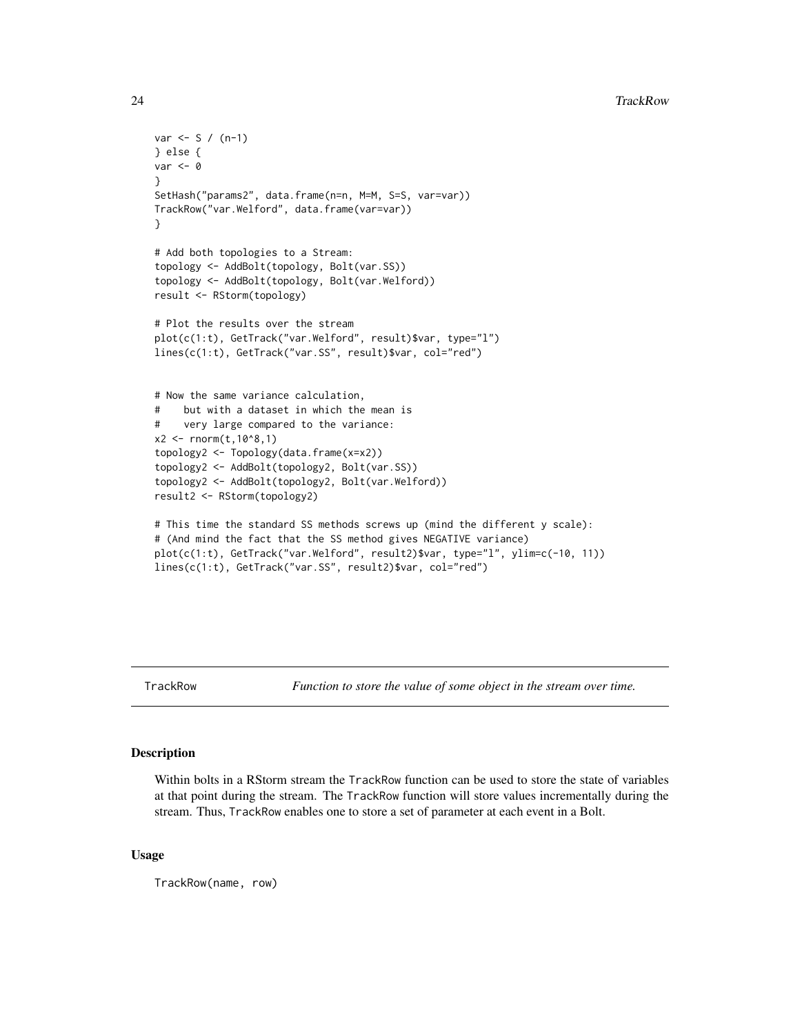```
var <- S / (n-1)
} else {
var <- 0
}
SetHash("params2", data.frame(n=n, M=M, S=S, var=var))
TrackRow("var.Welford", data.frame(var=var))
}

# Add both topologies to a Stream:
topology <- AddBolt(topology, Bolt(var.SS))
topology <- AddBolt(topology, Bolt(var.Welford))
result <- RStorm(topology)

# Plot the results over the stream
plot(c(1:t), GetTrack("var.Welford", result)$var, type="l")
lines(c(1:t), GetTrack("var.SS", result)$var, col="red")


# Now the same variance calculation,
#    but with a dataset in which the mean is
#    very large compared to the variance:
x2 <- rnorm(t,10^8,1)
topology2 <- Topology(data.frame(x=x2))
topology2 <- AddBolt(topology2, Bolt(var.SS))
topology2 <- AddBolt(topology2, Bolt(var.Welford))
result2 <- RStorm(topology2)

# This time the standard SS methods screws up (mind the different y scale):
# (And mind the fact that the SS method gives NEGATIVE variance)
plot(c(1:t), GetTrack("var.Welford", result2)$var, type="l", ylim=c(-10, 11))
lines(c(1:t), GetTrack("var.SS", result2)$var, col="red")
```

---

## TrackRow — *Function to store the value of some object in the stream over time.*

### Description

Within bolts in a RStorm stream the `TrackRow` function can be used to store the state of variables at that point during the stream. The `TrackRow` function will store values incrementally during the stream. Thus, `TrackRow` enables one to store a set of parameter at each event in a Bolt.

### Usage

```
TrackRow(name, row)
```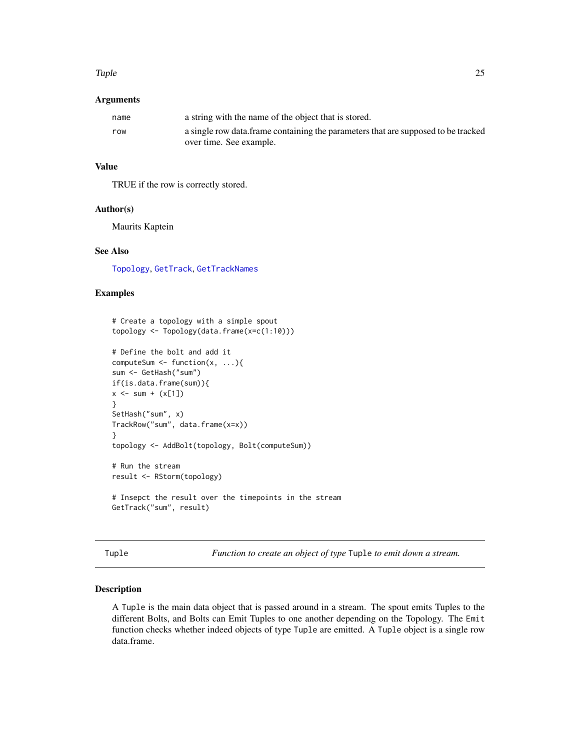### Arguments

| | |
|---|---|
| name | a string with the name of the object that is stored. |
| row | a single row data.frame containing the parameters that are supposed to be tracked over time. See example. |

### Value

TRUE if the row is correctly stored.

### Author(s)

Maurits Kaptein

### See Also

Topology, GetTrack, GetTrackNames

### Examples

```
# Create a topology with a simple spout
topology <- Topology(data.frame(x=c(1:10)))

# Define the bolt and add it
computeSum <- function(x, ...){
sum <- GetHash("sum")
if(is.data.frame(sum)){
x <- sum + (x[1])
}
SetHash("sum", x)
TrackRow("sum", data.frame(x=x))
}
topology <- AddBolt(topology, Bolt(computeSum))

# Run the stream
result <- RStorm(topology)

# Insepct the result over the timepoints in the stream
GetTrack("sum", result)
```

## Tuple — *Function to create an object of type* `Tuple` *to emit down a stream.*

### Description

A `Tuple` is the main data object that is passed around in a stream. The spout emits Tuples to the different Bolts, and Bolts can Emit Tuples to one another depending on the Topology. The `Emit` function checks whether indeed objects of type `Tuple` are emitted. A `Tuple` object is a single row data.frame.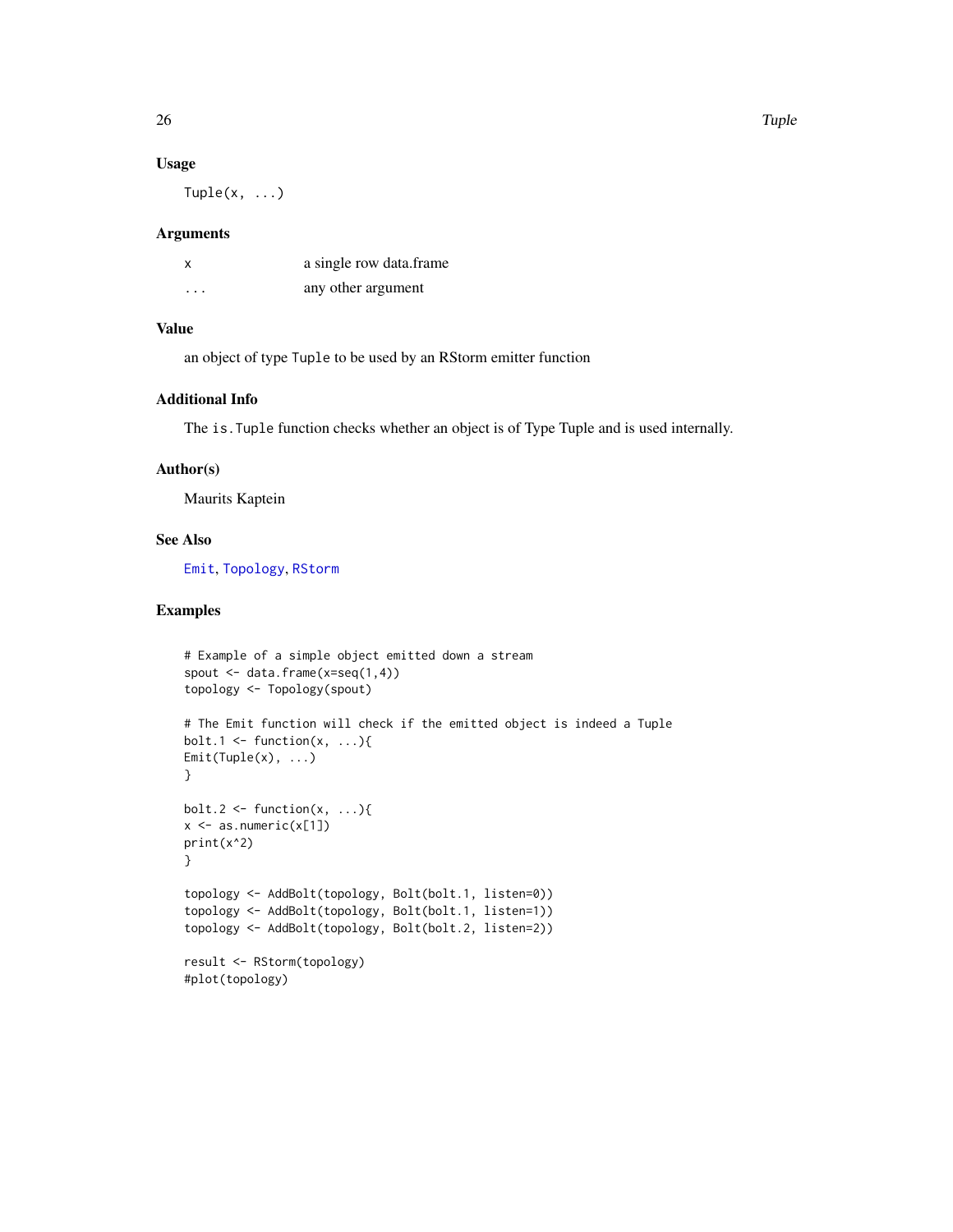### Usage

```
Tuple(x, ...)
```

### Arguments

| | |
|---|---|
| x | a single row data.frame |
| ... | any other argument |

### Value

an object of type `Tuple` to be used by an RStorm emitter function

### Additional Info

The `is.Tuple` function checks whether an object is of Type Tuple and is used internally.

### Author(s)

Maurits Kaptein

### See Also

Emit, Topology, RStorm

### Examples

```
# Example of a simple object emitted down a stream
spout <- data.frame(x=seq(1,4))
topology <- Topology(spout)

# The Emit function will check if the emitted object is indeed a Tuple
bolt.1 <- function(x, ...){
Emit(Tuple(x), ...)
}

bolt.2 <- function(x, ...){
x <- as.numeric(x[1])
print(x^2)
}

topology <- AddBolt(topology, Bolt(bolt.1, listen=0))
topology <- AddBolt(topology, Bolt(bolt.1, listen=1))
topology <- AddBolt(topology, Bolt(bolt.2, listen=2))

result <- RStorm(topology)
#plot(topology)
```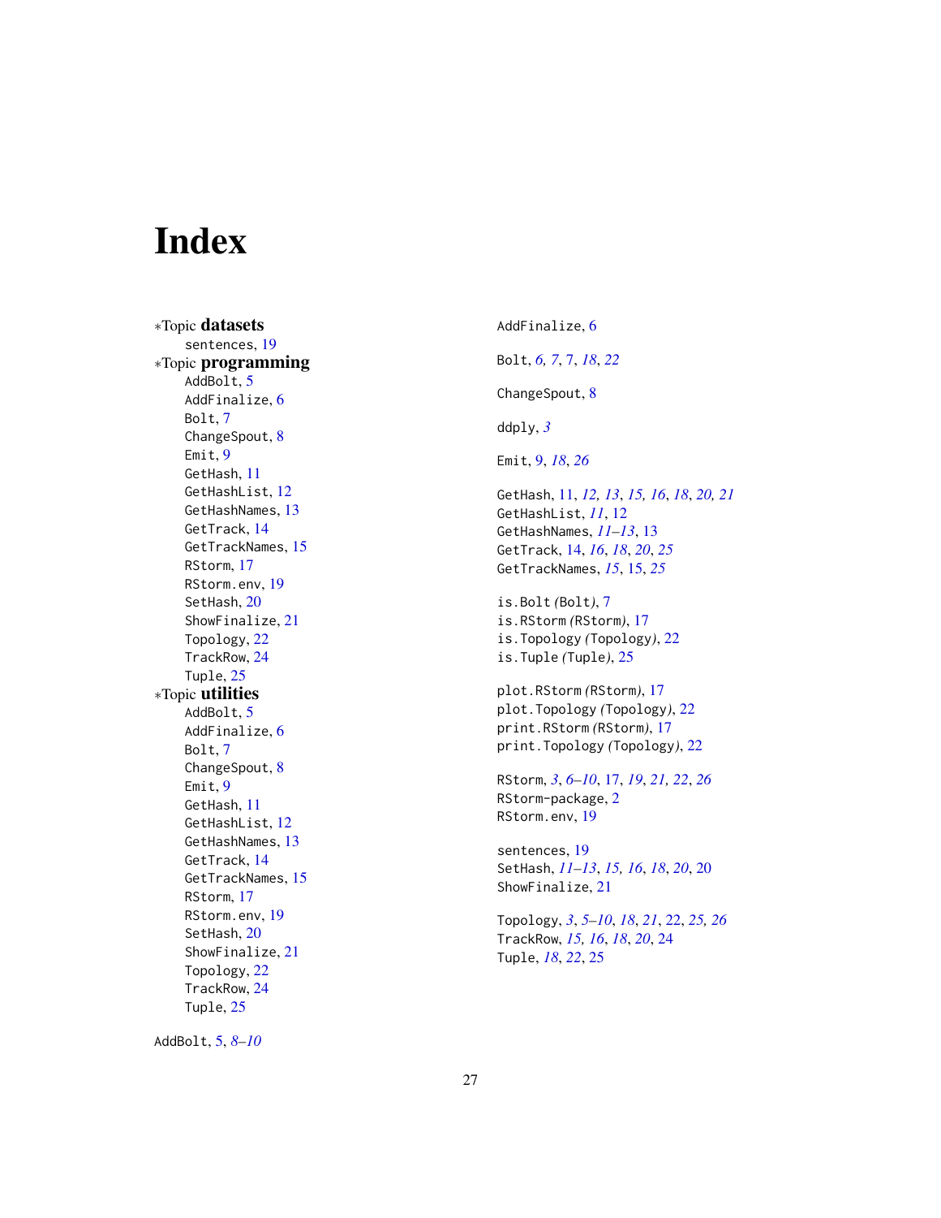# Index

∗Topic **datasets**

sentences, 19

∗Topic **programming**

AddBolt, 5
AddFinalize, 6
Bolt, 7
ChangeSpout, 8
Emit, 9
GetHash, 11
GetHashList, 12
GetHashNames, 13
GetTrack, 14
GetTrackNames, 15
RStorm, 17
RStorm.env, 19
SetHash, 20
ShowFinalize, 21
Topology, 22
TrackRow, 24
Tuple, 25

∗Topic **utilities**

AddBolt, 5
AddFinalize, 6
Bolt, 7
ChangeSpout, 8
Emit, 9
GetHash, 11
GetHashList, 12
GetHashNames, 13
GetTrack, 14
GetTrackNames, 15
RStorm, 17
RStorm.env, 19
SetHash, 20
ShowFinalize, 21
Topology, 22
TrackRow, 24
Tuple, 25

AddBolt, 5, *8–10*
AddFinalize, 6

Bolt, *6, 7*, 7, *18*, *22*

ChangeSpout, 8

ddply, *3*

Emit, 9, *18*, *26*

GetHash, 11, *12, 13*, *15, 16*, *18*, *20, 21*
GetHashList, *11*, 12
GetHashNames, *11–13*, 13
GetTrack, 14, *16*, *18*, *20*, *25*
GetTrackNames, *15*, 15, *25*

is.Bolt *(*Bolt*)*, 7
is.RStorm *(*RStorm*)*, 17
is.Topology *(*Topology*)*, 22
is.Tuple *(*Tuple*)*, 25

plot.RStorm *(*RStorm*)*, 17
plot.Topology *(*Topology*)*, 22
print.RStorm *(*RStorm*)*, 17
print.Topology *(*Topology*)*, 22

RStorm, *3*, *6–10*, 17, *19*, *21, 22*, *26*
RStorm-package, 2
RStorm.env, 19

sentences, 19
SetHash, *11–13*, *15, 16*, *18*, *20*, 20
ShowFinalize, 21

Topology, *3*, *5–10*, *18*, *21*, 22, *25, 26*
TrackRow, *15, 16*, *18*, *20*, 24
Tuple, *18*, *22*, 25